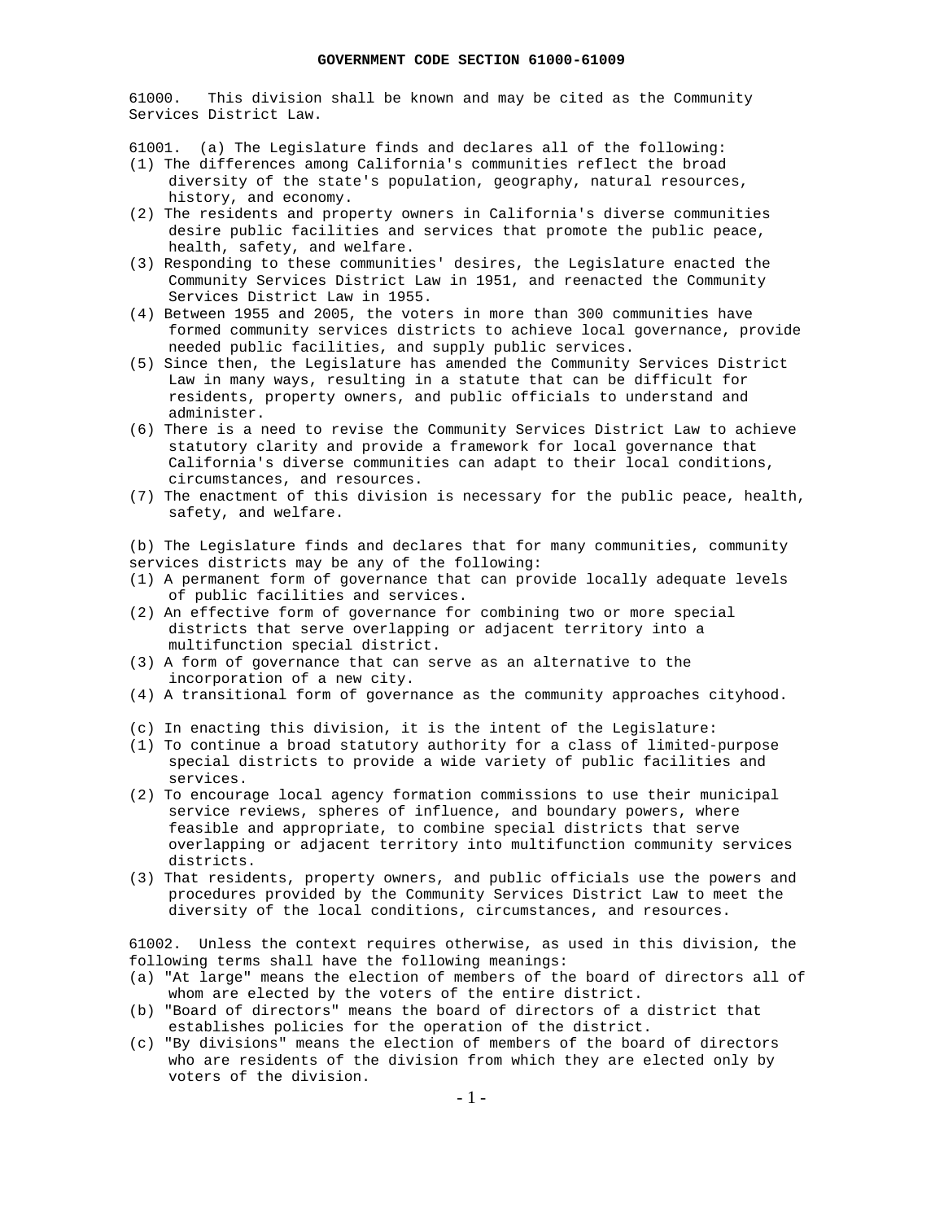# GOVERNMENT CODE SECTION 61000-61009

61000. This division shall be known and may be cited as the Community Services District Law.

61001. (a) The Legislature finds and declares all of the following:

(1) The differences among California's communities reflect the broad diversity of the state's population, geography, natural resources, history, and economy.

(2) The residents and property owners in California's diverse communities desire public facilities and services that promote the public peace, health, safety, and welfare.

(3) Responding to these communities' desires, the Legislature enacted the Community Services District Law in 1951, and reenacted the Community Services District Law in 1955.

(4) Between 1955 and 2005, the voters in more than 300 communities have formed community services districts to achieve local governance, provide needed public facilities, and supply public services.

(5) Since then, the Legislature has amended the Community Services District Law in many ways, resulting in a statute that can be difficult for residents, property owners, and public officials to understand and administer.

(6) There is a need to revise the Community Services District Law to achieve statutory clarity and provide a framework for local governance that California's diverse communities can adapt to their local conditions, circumstances, and resources.

(7) The enactment of this division is necessary for the public peace, health, safety, and welfare.

(b) The Legislature finds and declares that for many communities, community services districts may be any of the following:

(1) A permanent form of governance that can provide locally adequate levels of public facilities and services.

(2) An effective form of governance for combining two or more special districts that serve overlapping or adjacent territory into a multifunction special district.

(3) A form of governance that can serve as an alternative to the incorporation of a new city.

(4) A transitional form of governance as the community approaches cityhood.

(c) In enacting this division, it is the intent of the Legislature:

(1) To continue a broad statutory authority for a class of limited-purpose special districts to provide a wide variety of public facilities and services.

(2) To encourage local agency formation commissions to use their municipal service reviews, spheres of influence, and boundary powers, where feasible and appropriate, to combine special districts that serve overlapping or adjacent territory into multifunction community services districts.

(3) That residents, property owners, and public officials use the powers and procedures provided by the Community Services District Law to meet the diversity of the local conditions, circumstances, and resources.

61002. Unless the context requires otherwise, as used in this division, the following terms shall have the following meanings:

(a) "At large" means the election of members of the board of directors all of whom are elected by the voters of the entire district.

(b) "Board of directors" means the board of directors of a district that establishes policies for the operation of the district.

(c) "By divisions" means the election of members of the board of directors who are residents of the division from which they are elected only by voters of the division.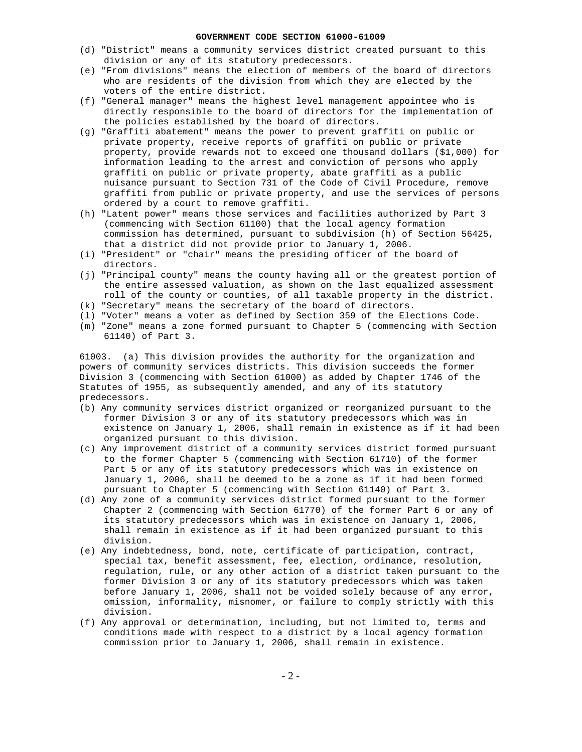(d) "District" means a community services district created pursuant to this division or any of its statutory predecessors.

(e) "From divisions" means the election of members of the board of directors who are residents of the division from which they are elected by the voters of the entire district.

(f) "General manager" means the highest level management appointee who is directly responsible to the board of directors for the implementation of the policies established by the board of directors.

(g) "Graffiti abatement" means the power to prevent graffiti on public or private property, receive reports of graffiti on public or private property, provide rewards not to exceed one thousand dollars ($1,000) for information leading to the arrest and conviction of persons who apply graffiti on public or private property, abate graffiti as a public nuisance pursuant to Section 731 of the Code of Civil Procedure, remove graffiti from public or private property, and use the services of persons ordered by a court to remove graffiti.

(h) "Latent power" means those services and facilities authorized by Part 3 (commencing with Section 61100) that the local agency formation commission has determined, pursuant to subdivision (h) of Section 56425, that a district did not provide prior to January 1, 2006.

(i) "President" or "chair" means the presiding officer of the board of directors.

(j) "Principal county" means the county having all or the greatest portion of the entire assessed valuation, as shown on the last equalized assessment roll of the county or counties, of all taxable property in the district.

(k) "Secretary" means the secretary of the board of directors.

(l) "Voter" means a voter as defined by Section 359 of the Elections Code.

(m) "Zone" means a zone formed pursuant to Chapter 5 (commencing with Section 61140) of Part 3.

61003. (a) This division provides the authority for the organization and powers of community services districts. This division succeeds the former Division 3 (commencing with Section 61000) as added by Chapter 1746 of the Statutes of 1955, as subsequently amended, and any of its statutory predecessors.

(b) Any community services district organized or reorganized pursuant to the former Division 3 or any of its statutory predecessors which was in existence on January 1, 2006, shall remain in existence as if it had been organized pursuant to this division.

(c) Any improvement district of a community services district formed pursuant to the former Chapter 5 (commencing with Section 61710) of the former Part 5 or any of its statutory predecessors which was in existence on January 1, 2006, shall be deemed to be a zone as if it had been formed pursuant to Chapter 5 (commencing with Section 61140) of Part 3.

(d) Any zone of a community services district formed pursuant to the former Chapter 2 (commencing with Section 61770) of the former Part 6 or any of its statutory predecessors which was in existence on January 1, 2006, shall remain in existence as if it had been organized pursuant to this division.

(e) Any indebtedness, bond, note, certificate of participation, contract, special tax, benefit assessment, fee, election, ordinance, resolution, regulation, rule, or any other action of a district taken pursuant to the former Division 3 or any of its statutory predecessors which was taken before January 1, 2006, shall not be voided solely because of any error, omission, informality, misnomer, or failure to comply strictly with this division.

(f) Any approval or determination, including, but not limited to, terms and conditions made with respect to a district by a local agency formation commission prior to January 1, 2006, shall remain in existence.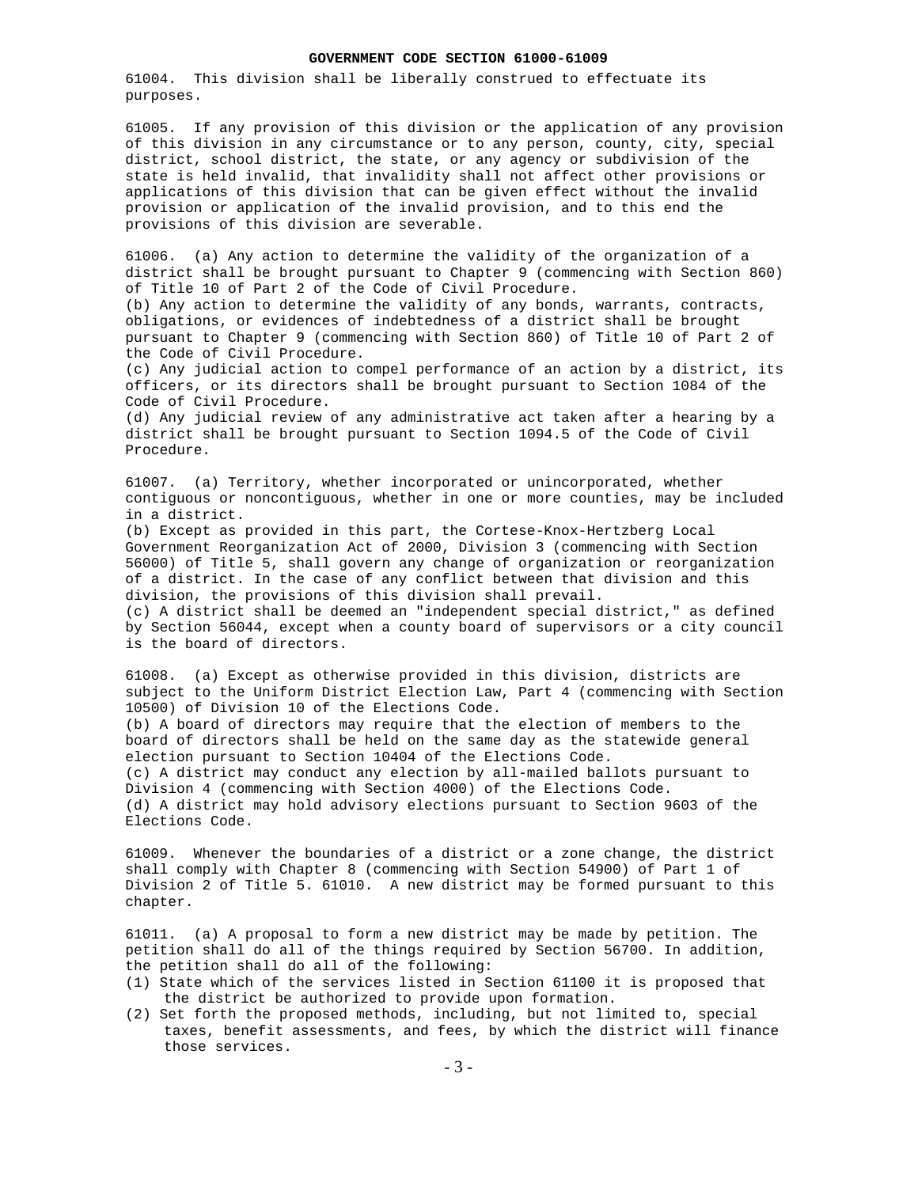61004. This division shall be liberally construed to effectuate its purposes.

61005. If any provision of this division or the application of any provision of this division in any circumstance or to any person, county, city, special district, school district, the state, or any agency or subdivision of the state is held invalid, that invalidity shall not affect other provisions or applications of this division that can be given effect without the invalid provision or application of the invalid provision, and to this end the provisions of this division are severable.

61006. (a) Any action to determine the validity of the organization of a district shall be brought pursuant to Chapter 9 (commencing with Section 860) of Title 10 of Part 2 of the Code of Civil Procedure.
(b) Any action to determine the validity of any bonds, warrants, contracts, obligations, or evidences of indebtedness of a district shall be brought pursuant to Chapter 9 (commencing with Section 860) of Title 10 of Part 2 of the Code of Civil Procedure.
(c) Any judicial action to compel performance of an action by a district, its officers, or its directors shall be brought pursuant to Section 1084 of the Code of Civil Procedure.
(d) Any judicial review of any administrative act taken after a hearing by a district shall be brought pursuant to Section 1094.5 of the Code of Civil Procedure.

61007. (a) Territory, whether incorporated or unincorporated, whether contiguous or noncontiguous, whether in one or more counties, may be included in a district.
(b) Except as provided in this part, the Cortese-Knox-Hertzberg Local Government Reorganization Act of 2000, Division 3 (commencing with Section 56000) of Title 5, shall govern any change of organization or reorganization of a district. In the case of any conflict between that division and this division, the provisions of this division shall prevail.
(c) A district shall be deemed an "independent special district," as defined by Section 56044, except when a county board of supervisors or a city council is the board of directors.

61008. (a) Except as otherwise provided in this division, districts are subject to the Uniform District Election Law, Part 4 (commencing with Section 10500) of Division 10 of the Elections Code.
(b) A board of directors may require that the election of members to the board of directors shall be held on the same day as the statewide general election pursuant to Section 10404 of the Elections Code.
(c) A district may conduct any election by all-mailed ballots pursuant to Division 4 (commencing with Section 4000) of the Elections Code.
(d) A district may hold advisory elections pursuant to Section 9603 of the Elections Code.

61009. Whenever the boundaries of a district or a zone change, the district shall comply with Chapter 8 (commencing with Section 54900) of Part 1 of Division 2 of Title 5. 61010. A new district may be formed pursuant to this chapter.

61011. (a) A proposal to form a new district may be made by petition. The petition shall do all of the things required by Section 56700. In addition, the petition shall do all of the following:

(1) State which of the services listed in Section 61100 it is proposed that the district be authorized to provide upon formation.
(2) Set forth the proposed methods, including, but not limited to, special taxes, benefit assessments, and fees, by which the district will finance those services.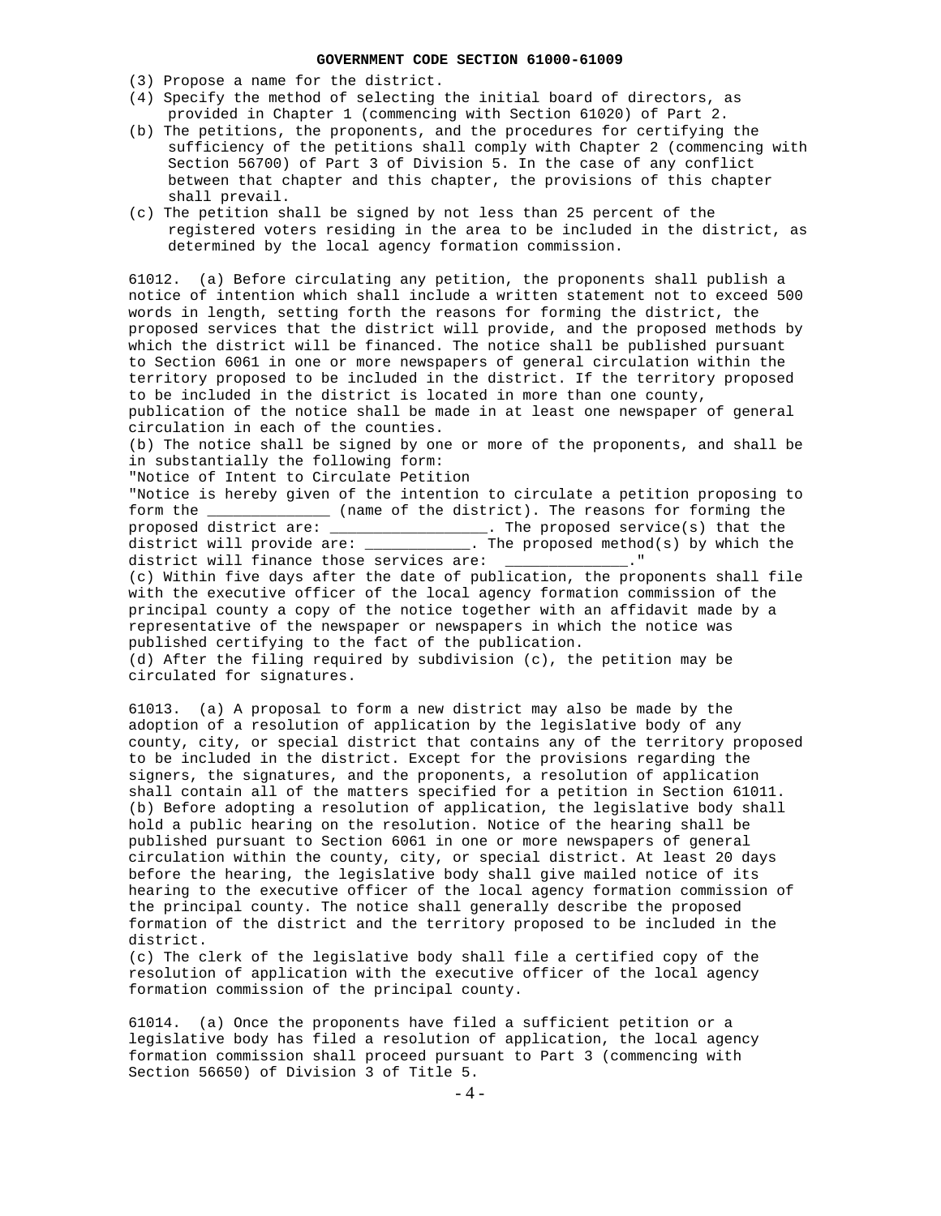(3) Propose a name for the district.
(4) Specify the method of selecting the initial board of directors, as provided in Chapter 1 (commencing with Section 61020) of Part 2.
(b) The petitions, the proponents, and the procedures for certifying the sufficiency of the petitions shall comply with Chapter 2 (commencing with Section 56700) of Part 3 of Division 5. In the case of any conflict between that chapter and this chapter, the provisions of this chapter shall prevail.
(c) The petition shall be signed by not less than 25 percent of the registered voters residing in the area to be included in the district, as determined by the local agency formation commission.

61012. (a) Before circulating any petition, the proponents shall publish a notice of intention which shall include a written statement not to exceed 500 words in length, setting forth the reasons for forming the district, the proposed services that the district will provide, and the proposed methods by which the district will be financed. The notice shall be published pursuant to Section 6061 in one or more newspapers of general circulation within the territory proposed to be included in the district. If the territory proposed to be included in the district is located in more than one county, publication of the notice shall be made in at least one newspaper of general circulation in each of the counties.
(b) The notice shall be signed by one or more of the proponents, and shall be in substantially the following form:
"Notice of Intent to Circulate Petition
"Notice is hereby given of the intention to circulate a petition proposing to form the ______________ (name of the district). The reasons for forming the proposed district are: __________________. The proposed service(s) that the district will provide are: ____________. The proposed method(s) by which the district will finance those services are: ______________."
(c) Within five days after the date of publication, the proponents shall file with the executive officer of the local agency formation commission of the principal county a copy of the notice together with an affidavit made by a representative of the newspaper or newspapers in which the notice was published certifying to the fact of the publication.
(d) After the filing required by subdivision (c), the petition may be circulated for signatures.

61013. (a) A proposal to form a new district may also be made by the adoption of a resolution of application by the legislative body of any county, city, or special district that contains any of the territory proposed to be included in the district. Except for the provisions regarding the signers, the signatures, and the proponents, a resolution of application shall contain all of the matters specified for a petition in Section 61011.
(b) Before adopting a resolution of application, the legislative body shall hold a public hearing on the resolution. Notice of the hearing shall be published pursuant to Section 6061 in one or more newspapers of general circulation within the county, city, or special district. At least 20 days before the hearing, the legislative body shall give mailed notice of its hearing to the executive officer of the local agency formation commission of the principal county. The notice shall generally describe the proposed formation of the district and the territory proposed to be included in the district.
(c) The clerk of the legislative body shall file a certified copy of the resolution of application with the executive officer of the local agency formation commission of the principal county.

61014. (a) Once the proponents have filed a sufficient petition or a legislative body has filed a resolution of application, the local agency formation commission shall proceed pursuant to Part 3 (commencing with Section 56650) of Division 3 of Title 5.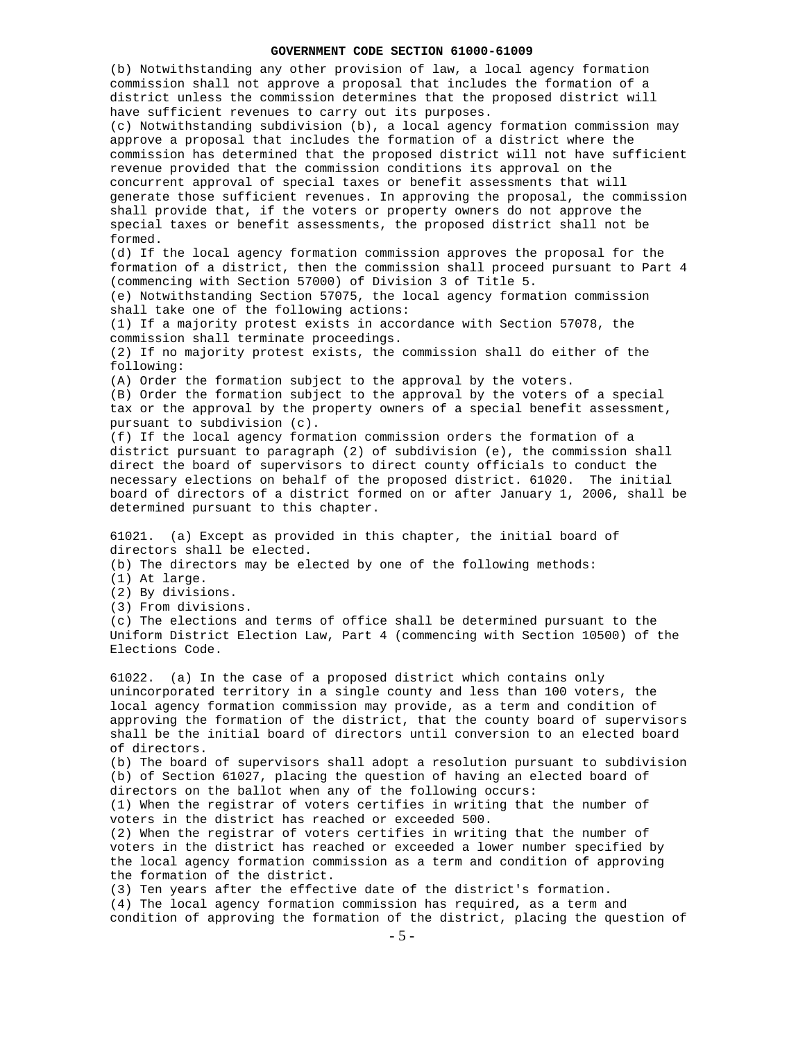(b) Notwithstanding any other provision of law, a local agency formation commission shall not approve a proposal that includes the formation of a district unless the commission determines that the proposed district will have sufficient revenues to carry out its purposes.

(c) Notwithstanding subdivision (b), a local agency formation commission may approve a proposal that includes the formation of a district where the commission has determined that the proposed district will not have sufficient revenue provided that the commission conditions its approval on the concurrent approval of special taxes or benefit assessments that will generate those sufficient revenues. In approving the proposal, the commission shall provide that, if the voters or property owners do not approve the special taxes or benefit assessments, the proposed district shall not be formed.

(d) If the local agency formation commission approves the proposal for the formation of a district, then the commission shall proceed pursuant to Part 4 (commencing with Section 57000) of Division 3 of Title 5.

(e) Notwithstanding Section 57075, the local agency formation commission shall take one of the following actions:

(1) If a majority protest exists in accordance with Section 57078, the commission shall terminate proceedings.

(2) If no majority protest exists, the commission shall do either of the following:

(A) Order the formation subject to the approval by the voters.

(B) Order the formation subject to the approval by the voters of a special tax or the approval by the property owners of a special benefit assessment, pursuant to subdivision (c).

(f) If the local agency formation commission orders the formation of a district pursuant to paragraph (2) of subdivision (e), the commission shall direct the board of supervisors to direct county officials to conduct the necessary elections on behalf of the proposed district. 61020. The initial board of directors of a district formed on or after January 1, 2006, shall be determined pursuant to this chapter.

61021. (a) Except as provided in this chapter, the initial board of directors shall be elected.

(b) The directors may be elected by one of the following methods:

(1) At large.

(2) By divisions.

(3) From divisions.

(c) The elections and terms of office shall be determined pursuant to the Uniform District Election Law, Part 4 (commencing with Section 10500) of the Elections Code.

61022. (a) In the case of a proposed district which contains only unincorporated territory in a single county and less than 100 voters, the local agency formation commission may provide, as a term and condition of approving the formation of the district, that the county board of supervisors shall be the initial board of directors until conversion to an elected board of directors.

(b) The board of supervisors shall adopt a resolution pursuant to subdivision (b) of Section 61027, placing the question of having an elected board of directors on the ballot when any of the following occurs:

(1) When the registrar of voters certifies in writing that the number of voters in the district has reached or exceeded 500.

(2) When the registrar of voters certifies in writing that the number of voters in the district has reached or exceeded a lower number specified by the local agency formation commission as a term and condition of approving the formation of the district.

(3) Ten years after the effective date of the district's formation.

(4) The local agency formation commission has required, as a term and condition of approving the formation of the district, placing the question of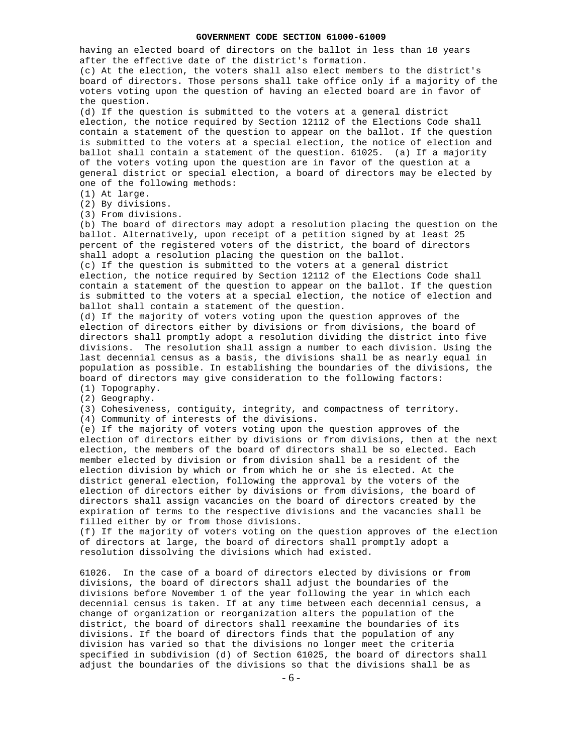having an elected board of directors on the ballot in less than 10 years after the effective date of the district's formation.

(c) At the election, the voters shall also elect members to the district's board of directors. Those persons shall take office only if a majority of the voters voting upon the question of having an elected board are in favor of the question.

(d) If the question is submitted to the voters at a general district election, the notice required by Section 12112 of the Elections Code shall contain a statement of the question to appear on the ballot. If the question is submitted to the voters at a special election, the notice of election and ballot shall contain a statement of the question. 61025. (a) If a majority of the voters voting upon the question are in favor of the question at a general district or special election, a board of directors may be elected by one of the following methods:

(1) At large.

(2) By divisions.

(3) From divisions.

(b) The board of directors may adopt a resolution placing the question on the ballot. Alternatively, upon receipt of a petition signed by at least 25 percent of the registered voters of the district, the board of directors shall adopt a resolution placing the question on the ballot.

(c) If the question is submitted to the voters at a general district election, the notice required by Section 12112 of the Elections Code shall contain a statement of the question to appear on the ballot. If the question is submitted to the voters at a special election, the notice of election and ballot shall contain a statement of the question.

(d) If the majority of voters voting upon the question approves of the election of directors either by divisions or from divisions, the board of directors shall promptly adopt a resolution dividing the district into five divisions. The resolution shall assign a number to each division. Using the last decennial census as a basis, the divisions shall be as nearly equal in population as possible. In establishing the boundaries of the divisions, the board of directors may give consideration to the following factors:

(1) Topography.

(2) Geography.

(3) Cohesiveness, contiguity, integrity, and compactness of territory.

(4) Community of interests of the divisions.

(e) If the majority of voters voting upon the question approves of the election of directors either by divisions or from divisions, then at the next election, the members of the board of directors shall be so elected. Each member elected by division or from division shall be a resident of the election division by which or from which he or she is elected. At the district general election, following the approval by the voters of the election of directors either by divisions or from divisions, the board of directors shall assign vacancies on the board of directors created by the expiration of terms to the respective divisions and the vacancies shall be filled either by or from those divisions.

(f) If the majority of voters voting on the question approves of the election of directors at large, the board of directors shall promptly adopt a resolution dissolving the divisions which had existed.

61026. In the case of a board of directors elected by divisions or from divisions, the board of directors shall adjust the boundaries of the divisions before November 1 of the year following the year in which each decennial census is taken. If at any time between each decennial census, a change of organization or reorganization alters the population of the district, the board of directors shall reexamine the boundaries of its divisions. If the board of directors finds that the population of any division has varied so that the divisions no longer meet the criteria specified in subdivision (d) of Section 61025, the board of directors shall adjust the boundaries of the divisions so that the divisions shall be as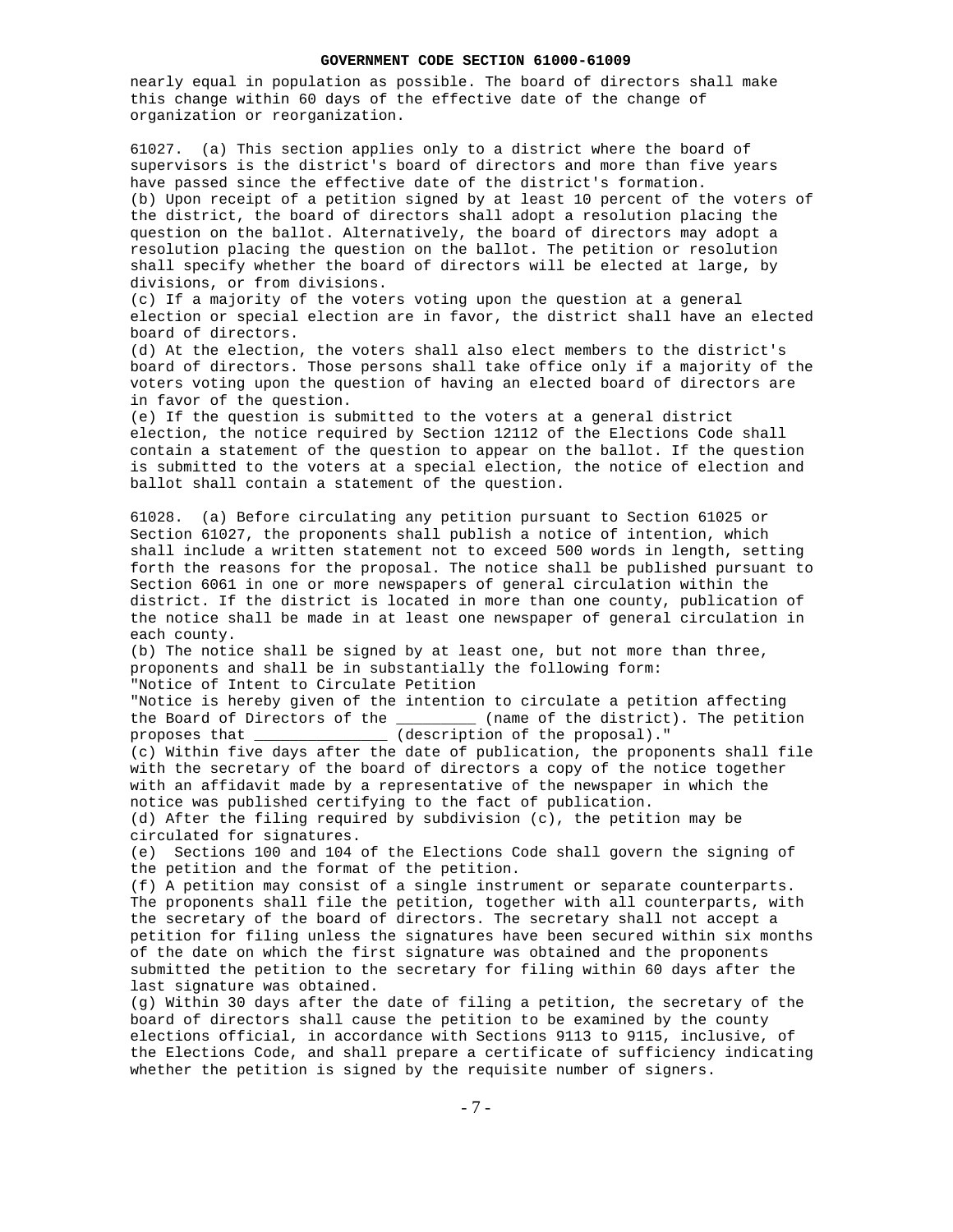nearly equal in population as possible. The board of directors shall make this change within 60 days of the effective date of the change of organization or reorganization.

61027. (a) This section applies only to a district where the board of supervisors is the district's board of directors and more than five years have passed since the effective date of the district's formation.
(b) Upon receipt of a petition signed by at least 10 percent of the voters of the district, the board of directors shall adopt a resolution placing the question on the ballot. Alternatively, the board of directors may adopt a resolution placing the question on the ballot. The petition or resolution shall specify whether the board of directors will be elected at large, by divisions, or from divisions.
(c) If a majority of the voters voting upon the question at a general election or special election are in favor, the district shall have an elected board of directors.
(d) At the election, the voters shall also elect members to the district's board of directors. Those persons shall take office only if a majority of the voters voting upon the question of having an elected board of directors are in favor of the question.
(e) If the question is submitted to the voters at a general district election, the notice required by Section 12112 of the Elections Code shall contain a statement of the question to appear on the ballot. If the question is submitted to the voters at a special election, the notice of election and ballot shall contain a statement of the question.

61028. (a) Before circulating any petition pursuant to Section 61025 or Section 61027, the proponents shall publish a notice of intention, which shall include a written statement not to exceed 500 words in length, setting forth the reasons for the proposal. The notice shall be published pursuant to Section 6061 in one or more newspapers of general circulation within the district. If the district is located in more than one county, publication of the notice shall be made in at least one newspaper of general circulation in each county.
(b) The notice shall be signed by at least one, but not more than three, proponents and shall be in substantially the following form:
"Notice of Intent to Circulate Petition
"Notice is hereby given of the intention to circulate a petition affecting the Board of Directors of the _________ (name of the district). The petition proposes that _______________ (description of the proposal)."
(c) Within five days after the date of publication, the proponents shall file with the secretary of the board of directors a copy of the notice together with an affidavit made by a representative of the newspaper in which the notice was published certifying to the fact of publication.
(d) After the filing required by subdivision (c), the petition may be circulated for signatures.
(e) Sections 100 and 104 of the Elections Code shall govern the signing of the petition and the format of the petition.
(f) A petition may consist of a single instrument or separate counterparts. The proponents shall file the petition, together with all counterparts, with the secretary of the board of directors. The secretary shall not accept a petition for filing unless the signatures have been secured within six months of the date on which the first signature was obtained and the proponents submitted the petition to the secretary for filing within 60 days after the last signature was obtained.
(g) Within 30 days after the date of filing a petition, the secretary of the board of directors shall cause the petition to be examined by the county elections official, in accordance with Sections 9113 to 9115, inclusive, of the Elections Code, and shall prepare a certificate of sufficiency indicating whether the petition is signed by the requisite number of signers.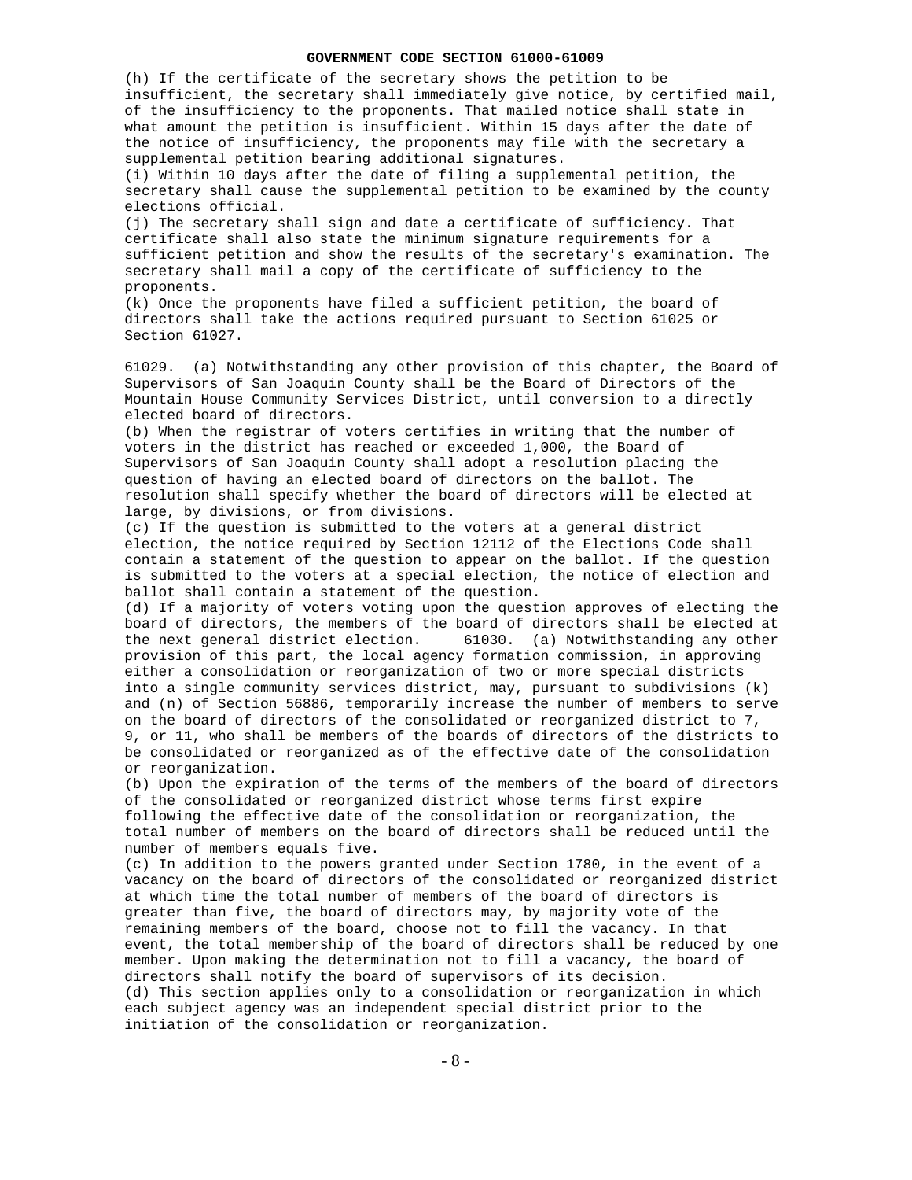(h) If the certificate of the secretary shows the petition to be insufficient, the secretary shall immediately give notice, by certified mail, of the insufficiency to the proponents. That mailed notice shall state in what amount the petition is insufficient. Within 15 days after the date of the notice of insufficiency, the proponents may file with the secretary a supplemental petition bearing additional signatures.

(i) Within 10 days after the date of filing a supplemental petition, the secretary shall cause the supplemental petition to be examined by the county elections official.

(j) The secretary shall sign and date a certificate of sufficiency. That certificate shall also state the minimum signature requirements for a sufficient petition and show the results of the secretary's examination. The secretary shall mail a copy of the certificate of sufficiency to the proponents.

(k) Once the proponents have filed a sufficient petition, the board of directors shall take the actions required pursuant to Section 61025 or Section 61027.

61029. (a) Notwithstanding any other provision of this chapter, the Board of Supervisors of San Joaquin County shall be the Board of Directors of the Mountain House Community Services District, until conversion to a directly elected board of directors.

(b) When the registrar of voters certifies in writing that the number of voters in the district has reached or exceeded 1,000, the Board of Supervisors of San Joaquin County shall adopt a resolution placing the question of having an elected board of directors on the ballot. The resolution shall specify whether the board of directors will be elected at large, by divisions, or from divisions.

(c) If the question is submitted to the voters at a general district election, the notice required by Section 12112 of the Elections Code shall contain a statement of the question to appear on the ballot. If the question is submitted to the voters at a special election, the notice of election and ballot shall contain a statement of the question.

(d) If a majority of voters voting upon the question approves of electing the board of directors, the members of the board of directors shall be elected at the next general district election.

61030. (a) Notwithstanding any other provision of this part, the local agency formation commission, in approving either a consolidation or reorganization of two or more special districts into a single community services district, may, pursuant to subdivisions (k) and (n) of Section 56886, temporarily increase the number of members to serve on the board of directors of the consolidated or reorganized district to 7, 9, or 11, who shall be members of the boards of directors of the districts to be consolidated or reorganized as of the effective date of the consolidation or reorganization.

(b) Upon the expiration of the terms of the members of the board of directors of the consolidated or reorganized district whose terms first expire following the effective date of the consolidation or reorganization, the total number of members on the board of directors shall be reduced until the number of members equals five.

(c) In addition to the powers granted under Section 1780, in the event of a vacancy on the board of directors of the consolidated or reorganized district at which time the total number of members of the board of directors is greater than five, the board of directors may, by majority vote of the remaining members of the board, choose not to fill the vacancy. In that event, the total membership of the board of directors shall be reduced by one member. Upon making the determination not to fill a vacancy, the board of directors shall notify the board of supervisors of its decision.

(d) This section applies only to a consolidation or reorganization in which each subject agency was an independent special district prior to the initiation of the consolidation or reorganization.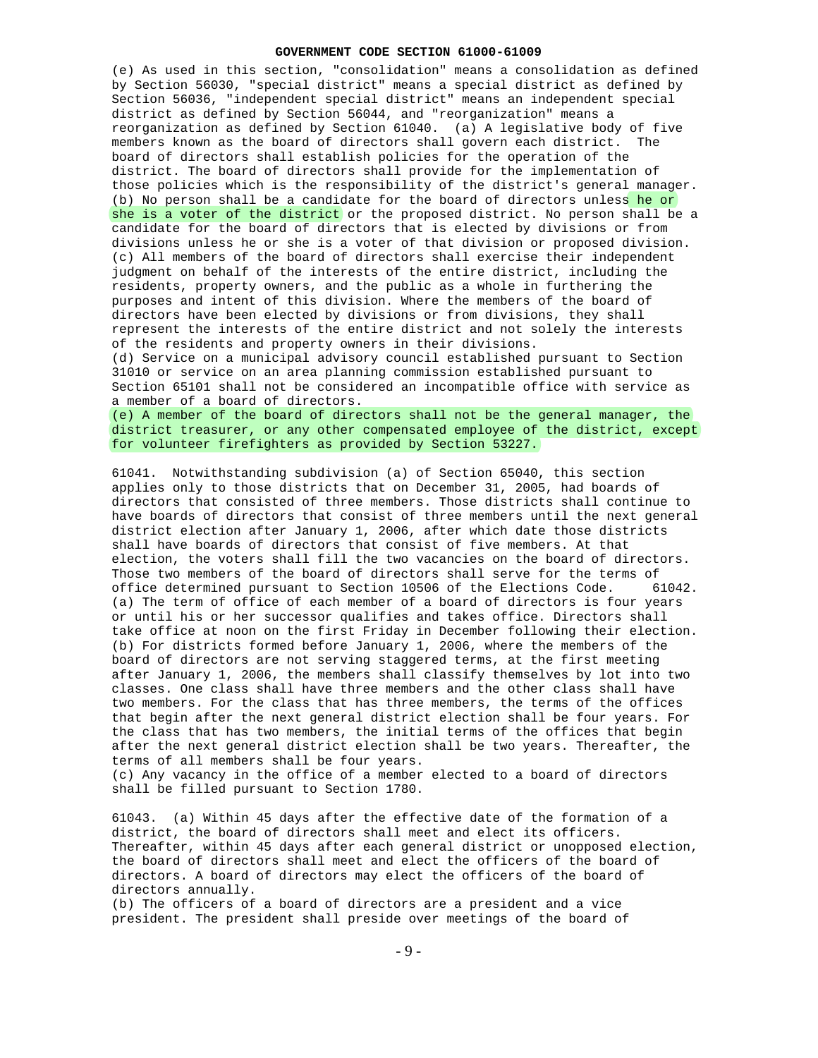(e) As used in this section, "consolidation" means a consolidation as defined by Section 56030, "special district" means a special district as defined by Section 56036, "independent special district" means an independent special district as defined by Section 56044, and "reorganization" means a reorganization as defined by Section 61040. (a) A legislative body of five members known as the board of directors shall govern each district. The board of directors shall establish policies for the operation of the district. The board of directors shall provide for the implementation of those policies which is the responsibility of the district's general manager.

(b) No person shall be a candidate for the board of directors unless he or she is a voter of the district or the proposed district. No person shall be a candidate for the board of directors that is elected by divisions or from divisions unless he or she is a voter of that division or proposed division.

(c) All members of the board of directors shall exercise their independent judgment on behalf of the interests of the entire district, including the residents, property owners, and the public as a whole in furthering the purposes and intent of this division. Where the members of the board of directors have been elected by divisions or from divisions, they shall represent the interests of the entire district and not solely the interests of the residents and property owners in their divisions.

(d) Service on a municipal advisory council established pursuant to Section 31010 or service on an area planning commission established pursuant to Section 65101 shall not be considered an incompatible office with service as a member of a board of directors.

(e) A member of the board of directors shall not be the general manager, the district treasurer, or any other compensated employee of the district, except for volunteer firefighters as provided by Section 53227.

61041. Notwithstanding subdivision (a) of Section 65040, this section applies only to those districts that on December 31, 2005, had boards of directors that consisted of three members. Those districts shall continue to have boards of directors that consist of three members until the next general district election after January 1, 2006, after which date those districts shall have boards of directors that consist of five members. At that election, the voters shall fill the two vacancies on the board of directors. Those two members of the board of directors shall serve for the terms of office determined pursuant to Section 10506 of the Elections Code.

61042. (a) The term of office of each member of a board of directors is four years or until his or her successor qualifies and takes office. Directors shall take office at noon on the first Friday in December following their election.

(b) For districts formed before January 1, 2006, where the members of the board of directors are not serving staggered terms, at the first meeting after January 1, 2006, the members shall classify themselves by lot into two classes. One class shall have three members and the other class shall have two members. For the class that has three members, the terms of the offices that begin after the next general district election shall be four years. For the class that has two members, the initial terms of the offices that begin after the next general district election shall be two years. Thereafter, the terms of all members shall be four years.

(c) Any vacancy in the office of a member elected to a board of directors shall be filled pursuant to Section 1780.

61043. (a) Within 45 days after the effective date of the formation of a district, the board of directors shall meet and elect its officers. Thereafter, within 45 days after each general district or unopposed election, the board of directors shall meet and elect the officers of the board of directors. A board of directors may elect the officers of the board of directors annually.

(b) The officers of a board of directors are a president and a vice president. The president shall preside over meetings of the board of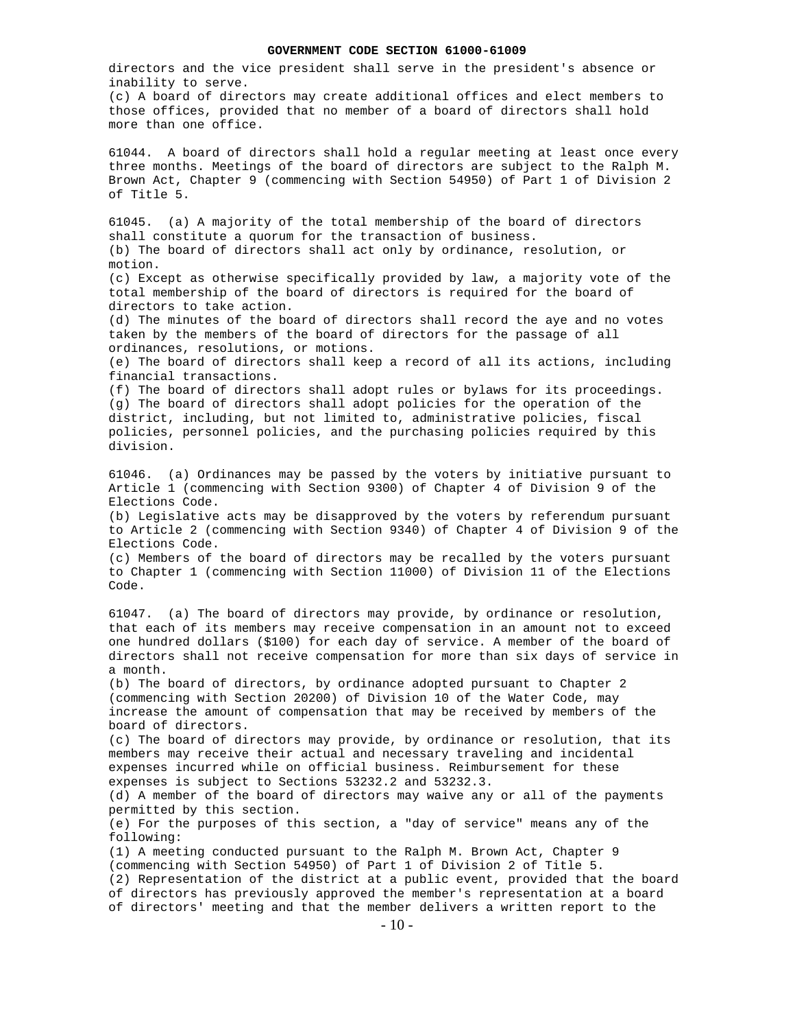directors and the vice president shall serve in the president's absence or inability to serve.
(c) A board of directors may create additional offices and elect members to those offices, provided that no member of a board of directors shall hold more than one office.

61044. A board of directors shall hold a regular meeting at least once every three months. Meetings of the board of directors are subject to the Ralph M. Brown Act, Chapter 9 (commencing with Section 54950) of Part 1 of Division 2 of Title 5.

61045. (a) A majority of the total membership of the board of directors shall constitute a quorum for the transaction of business.
(b) The board of directors shall act only by ordinance, resolution, or motion.
(c) Except as otherwise specifically provided by law, a majority vote of the total membership of the board of directors is required for the board of directors to take action.
(d) The minutes of the board of directors shall record the aye and no votes taken by the members of the board of directors for the passage of all ordinances, resolutions, or motions.
(e) The board of directors shall keep a record of all its actions, including financial transactions.
(f) The board of directors shall adopt rules or bylaws for its proceedings.
(g) The board of directors shall adopt policies for the operation of the district, including, but not limited to, administrative policies, fiscal policies, personnel policies, and the purchasing policies required by this division.

61046. (a) Ordinances may be passed by the voters by initiative pursuant to Article 1 (commencing with Section 9300) of Chapter 4 of Division 9 of the Elections Code.
(b) Legislative acts may be disapproved by the voters by referendum pursuant to Article 2 (commencing with Section 9340) of Chapter 4 of Division 9 of the Elections Code.
(c) Members of the board of directors may be recalled by the voters pursuant to Chapter 1 (commencing with Section 11000) of Division 11 of the Elections Code.

61047. (a) The board of directors may provide, by ordinance or resolution, that each of its members may receive compensation in an amount not to exceed one hundred dollars ($100) for each day of service. A member of the board of directors shall not receive compensation for more than six days of service in a month.
(b) The board of directors, by ordinance adopted pursuant to Chapter 2 (commencing with Section 20200) of Division 10 of the Water Code, may increase the amount of compensation that may be received by members of the board of directors.
(c) The board of directors may provide, by ordinance or resolution, that its members may receive their actual and necessary traveling and incidental expenses incurred while on official business. Reimbursement for these expenses is subject to Sections 53232.2 and 53232.3.
(d) A member of the board of directors may waive any or all of the payments permitted by this section.
(e) For the purposes of this section, a "day of service" means any of the following:
(1) A meeting conducted pursuant to the Ralph M. Brown Act, Chapter 9 (commencing with Section 54950) of Part 1 of Division 2 of Title 5.
(2) Representation of the district at a public event, provided that the board of directors has previously approved the member's representation at a board of directors' meeting and that the member delivers a written report to the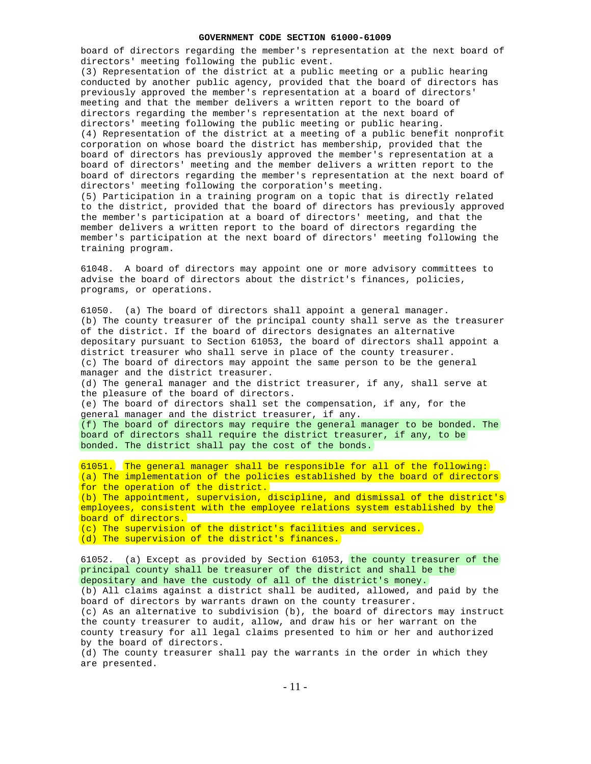board of directors regarding the member's representation at the next board of directors' meeting following the public event.

(3) Representation of the district at a public meeting or a public hearing conducted by another public agency, provided that the board of directors has previously approved the member's representation at a board of directors' meeting and that the member delivers a written report to the board of directors regarding the member's representation at the next board of directors' meeting following the public meeting or public hearing.

(4) Representation of the district at a meeting of a public benefit nonprofit corporation on whose board the district has membership, provided that the board of directors has previously approved the member's representation at a board of directors' meeting and the member delivers a written report to the board of directors regarding the member's representation at the next board of directors' meeting following the corporation's meeting.

(5) Participation in a training program on a topic that is directly related to the district, provided that the board of directors has previously approved the member's participation at a board of directors' meeting, and that the member delivers a written report to the board of directors regarding the member's participation at the next board of directors' meeting following the training program.

61048. A board of directors may appoint one or more advisory committees to advise the board of directors about the district's finances, policies, programs, or operations.

61050. (a) The board of directors shall appoint a general manager.

(b) The county treasurer of the principal county shall serve as the treasurer of the district. If the board of directors designates an alternative depositary pursuant to Section 61053, the board of directors shall appoint a district treasurer who shall serve in place of the county treasurer.

(c) The board of directors may appoint the same person to be the general manager and the district treasurer.

(d) The general manager and the district treasurer, if any, shall serve at the pleasure of the board of directors.

(e) The board of directors shall set the compensation, if any, for the general manager and the district treasurer, if any.

(f) The board of directors may require the general manager to be bonded. The board of directors shall require the district treasurer, if any, to be bonded. The district shall pay the cost of the bonds.

61051. The general manager shall be responsible for all of the following:

(a) The implementation of the policies established by the board of directors for the operation of the district.

(b) The appointment, supervision, discipline, and dismissal of the district's employees, consistent with the employee relations system established by the board of directors.

(c) The supervision of the district's facilities and services.

(d) The supervision of the district's finances.

61052. (a) Except as provided by Section 61053, the county treasurer of the principal county shall be treasurer of the district and shall be the depositary and have the custody of all of the district's money.

(b) All claims against a district shall be audited, allowed, and paid by the board of directors by warrants drawn on the county treasurer.

(c) As an alternative to subdivision (b), the board of directors may instruct the county treasurer to audit, allow, and draw his or her warrant on the county treasury for all legal claims presented to him or her and authorized by the board of directors.

(d) The county treasurer shall pay the warrants in the order in which they are presented.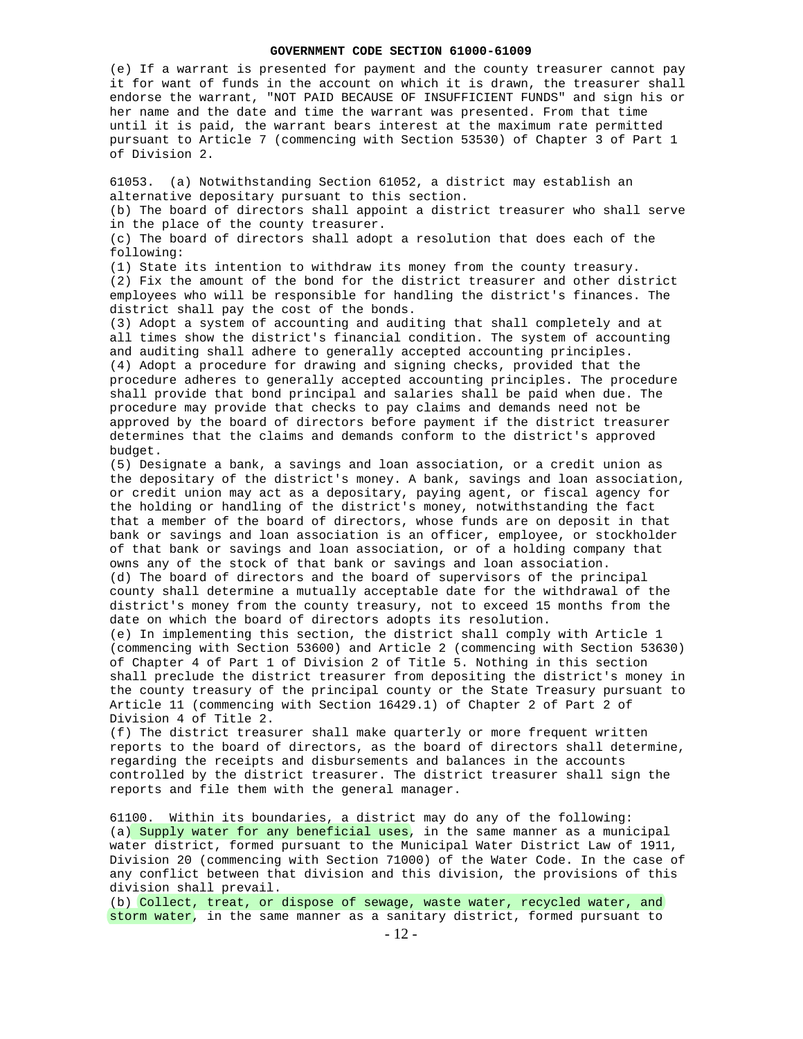(e) If a warrant is presented for payment and the county treasurer cannot pay it for want of funds in the account on which it is drawn, the treasurer shall endorse the warrant, "NOT PAID BECAUSE OF INSUFFICIENT FUNDS" and sign his or her name and the date and time the warrant was presented. From that time until it is paid, the warrant bears interest at the maximum rate permitted pursuant to Article 7 (commencing with Section 53530) of Chapter 3 of Part 1 of Division 2.

61053. (a) Notwithstanding Section 61052, a district may establish an alternative depositary pursuant to this section.
(b) The board of directors shall appoint a district treasurer who shall serve in the place of the county treasurer.
(c) The board of directors shall adopt a resolution that does each of the following:
(1) State its intention to withdraw its money from the county treasury.
(2) Fix the amount of the bond for the district treasurer and other district employees who will be responsible for handling the district's finances. The district shall pay the cost of the bonds.
(3) Adopt a system of accounting and auditing that shall completely and at all times show the district's financial condition. The system of accounting and auditing shall adhere to generally accepted accounting principles.
(4) Adopt a procedure for drawing and signing checks, provided that the procedure adheres to generally accepted accounting principles. The procedure shall provide that bond principal and salaries shall be paid when due. The procedure may provide that checks to pay claims and demands need not be approved by the board of directors before payment if the district treasurer determines that the claims and demands conform to the district's approved budget.
(5) Designate a bank, a savings and loan association, or a credit union as the depositary of the district's money. A bank, savings and loan association, or credit union may act as a depositary, paying agent, or fiscal agency for the holding or handling of the district's money, notwithstanding the fact that a member of the board of directors, whose funds are on deposit in that bank or savings and loan association is an officer, employee, or stockholder of that bank or savings and loan association, or of a holding company that owns any of the stock of that bank or savings and loan association.
(d) The board of directors and the board of supervisors of the principal county shall determine a mutually acceptable date for the withdrawal of the district's money from the county treasury, not to exceed 15 months from the date on which the board of directors adopts its resolution.
(e) In implementing this section, the district shall comply with Article 1 (commencing with Section 53600) and Article 2 (commencing with Section 53630) of Chapter 4 of Part 1 of Division 2 of Title 5. Nothing in this section shall preclude the district treasurer from depositing the district's money in the county treasury of the principal county or the State Treasury pursuant to Article 11 (commencing with Section 16429.1) of Chapter 2 of Part 2 of Division 4 of Title 2.
(f) The district treasurer shall make quarterly or more frequent written reports to the board of directors, as the board of directors shall determine, regarding the receipts and disbursements and balances in the accounts controlled by the district treasurer. The district treasurer shall sign the reports and file them with the general manager.

61100. Within its boundaries, a district may do any of the following:
(a) Supply water for any beneficial uses, in the same manner as a municipal water district, formed pursuant to the Municipal Water District Law of 1911, Division 20 (commencing with Section 71000) of the Water Code. In the case of any conflict between that division and this division, the provisions of this division shall prevail.
(b) Collect, treat, or dispose of sewage, waste water, recycled water, and storm water, in the same manner as a sanitary district, formed pursuant to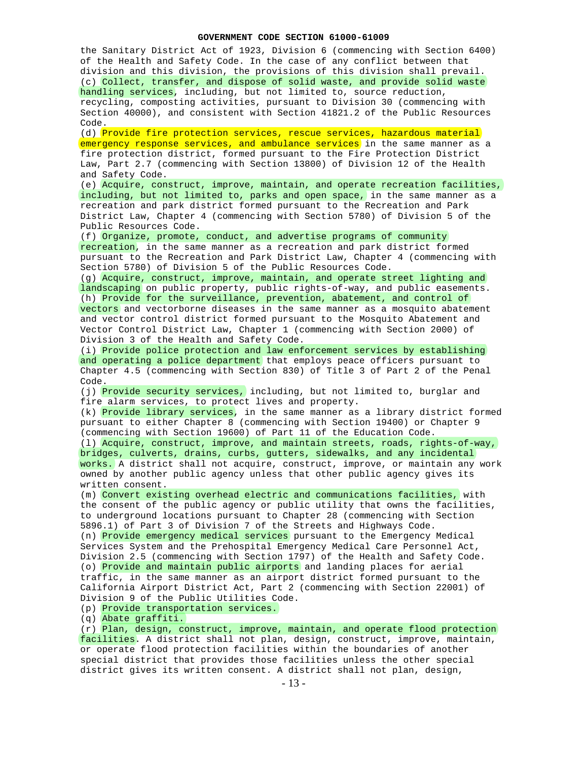the Sanitary District Act of 1923, Division 6 (commencing with Section 6400) of the Health and Safety Code. In the case of any conflict between that division and this division, the provisions of this division shall prevail.

(c) Collect, transfer, and dispose of solid waste, and provide solid waste handling services, including, but not limited to, source reduction, recycling, composting activities, pursuant to Division 30 (commencing with Section 40000), and consistent with Section 41821.2 of the Public Resources Code.

(d) Provide fire protection services, rescue services, hazardous material emergency response services, and ambulance services in the same manner as a fire protection district, formed pursuant to the Fire Protection District Law, Part 2.7 (commencing with Section 13800) of Division 12 of the Health and Safety Code.

(e) Acquire, construct, improve, maintain, and operate recreation facilities, including, but not limited to, parks and open space, in the same manner as a recreation and park district formed pursuant to the Recreation and Park District Law, Chapter 4 (commencing with Section 5780) of Division 5 of the Public Resources Code.

(f) Organize, promote, conduct, and advertise programs of community recreation, in the same manner as a recreation and park district formed pursuant to the Recreation and Park District Law, Chapter 4 (commencing with Section 5780) of Division 5 of the Public Resources Code.

(g) Acquire, construct, improve, maintain, and operate street lighting and landscaping on public property, public rights-of-way, and public easements.

(h) Provide for the surveillance, prevention, abatement, and control of vectors and vectorborne diseases in the same manner as a mosquito abatement and vector control district formed pursuant to the Mosquito Abatement and Vector Control District Law, Chapter 1 (commencing with Section 2000) of Division 3 of the Health and Safety Code.

(i) Provide police protection and law enforcement services by establishing and operating a police department that employs peace officers pursuant to Chapter 4.5 (commencing with Section 830) of Title 3 of Part 2 of the Penal Code.

(j) Provide security services, including, but not limited to, burglar and fire alarm services, to protect lives and property.

(k) Provide library services, in the same manner as a library district formed pursuant to either Chapter 8 (commencing with Section 19400) or Chapter 9 (commencing with Section 19600) of Part 11 of the Education Code.

(l) Acquire, construct, improve, and maintain streets, roads, rights-of-way, bridges, culverts, drains, curbs, gutters, sidewalks, and any incidental works. A district shall not acquire, construct, improve, or maintain any work owned by another public agency unless that other public agency gives its written consent.

(m) Convert existing overhead electric and communications facilities, with the consent of the public agency or public utility that owns the facilities, to underground locations pursuant to Chapter 28 (commencing with Section 5896.1) of Part 3 of Division 7 of the Streets and Highways Code.

(n) Provide emergency medical services pursuant to the Emergency Medical Services System and the Prehospital Emergency Medical Care Personnel Act, Division 2.5 (commencing with Section 1797) of the Health and Safety Code.

(o) Provide and maintain public airports and landing places for aerial traffic, in the same manner as an airport district formed pursuant to the California Airport District Act, Part 2 (commencing with Section 22001) of Division 9 of the Public Utilities Code.

(p) Provide transportation services.

(q) Abate graffiti.

(r) Plan, design, construct, improve, maintain, and operate flood protection facilities. A district shall not plan, design, construct, improve, maintain, or operate flood protection facilities within the boundaries of another special district that provides those facilities unless the other special district gives its written consent. A district shall not plan, design,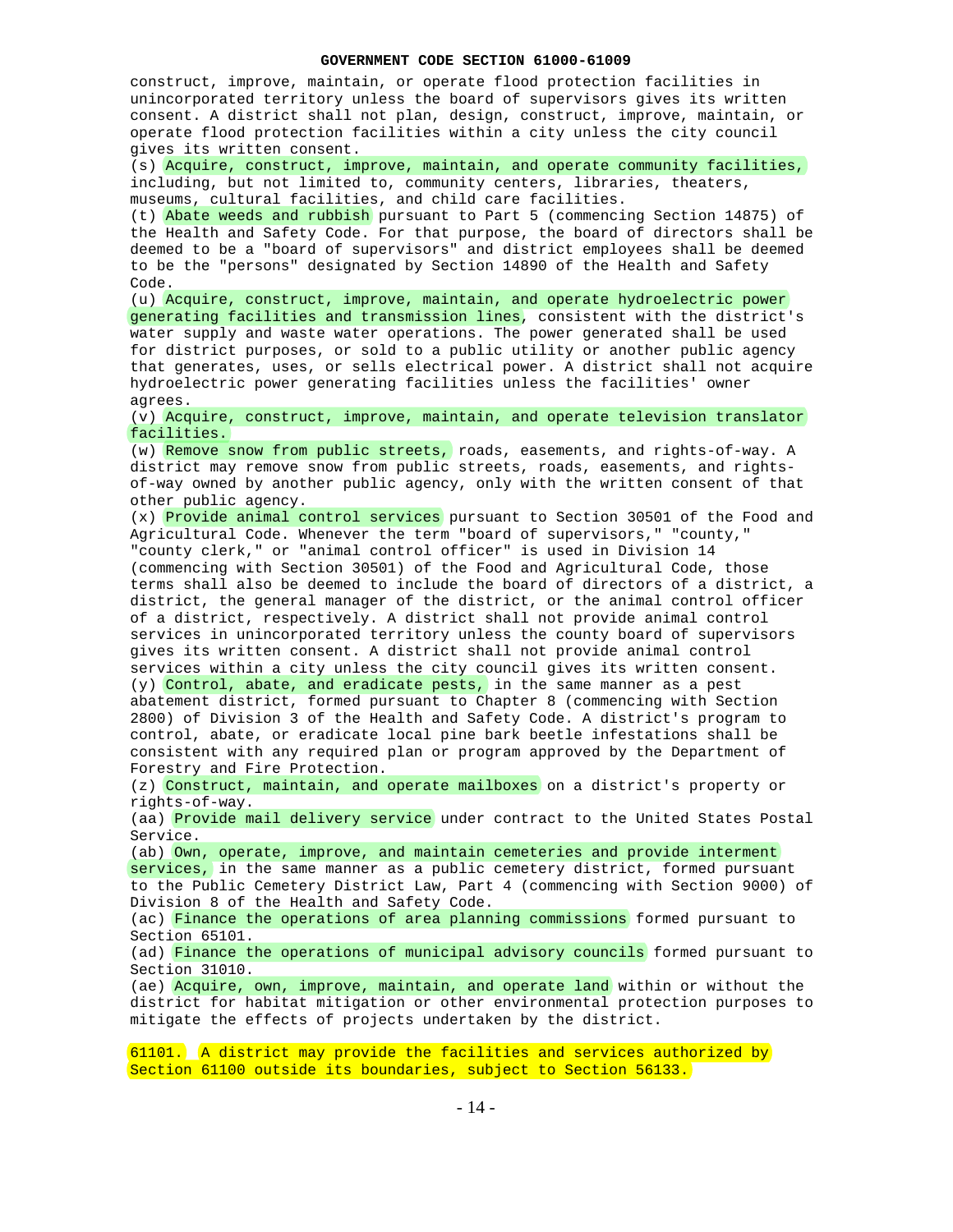construct, improve, maintain, or operate flood protection facilities in unincorporated territory unless the board of supervisors gives its written consent. A district shall not plan, design, construct, improve, maintain, or operate flood protection facilities within a city unless the city council gives its written consent.

(s) Acquire, construct, improve, maintain, and operate community facilities, including, but not limited to, community centers, libraries, theaters, museums, cultural facilities, and child care facilities.

(t) Abate weeds and rubbish pursuant to Part 5 (commencing Section 14875) of the Health and Safety Code. For that purpose, the board of directors shall be deemed to be a "board of supervisors" and district employees shall be deemed to be the "persons" designated by Section 14890 of the Health and Safety Code.

(u) Acquire, construct, improve, maintain, and operate hydroelectric power generating facilities and transmission lines, consistent with the district's water supply and waste water operations. The power generated shall be used for district purposes, or sold to a public utility or another public agency that generates, uses, or sells electrical power. A district shall not acquire hydroelectric power generating facilities unless the facilities' owner agrees.

(v) Acquire, construct, improve, maintain, and operate television translator facilities.

(w) Remove snow from public streets, roads, easements, and rights-of-way. A district may remove snow from public streets, roads, easements, and rights-of-way owned by another public agency, only with the written consent of that other public agency.

(x) Provide animal control services pursuant to Section 30501 of the Food and Agricultural Code. Whenever the term "board of supervisors," "county," "county clerk," or "animal control officer" is used in Division 14 (commencing with Section 30501) of the Food and Agricultural Code, those terms shall also be deemed to include the board of directors of a district, a district, the general manager of the district, or the animal control officer of a district, respectively. A district shall not provide animal control services in unincorporated territory unless the county board of supervisors gives its written consent. A district shall not provide animal control services within a city unless the city council gives its written consent.

(y) Control, abate, and eradicate pests, in the same manner as a pest abatement district, formed pursuant to Chapter 8 (commencing with Section 2800) of Division 3 of the Health and Safety Code. A district's program to control, abate, or eradicate local pine bark beetle infestations shall be consistent with any required plan or program approved by the Department of Forestry and Fire Protection.

(z) Construct, maintain, and operate mailboxes on a district's property or rights-of-way.

(aa) Provide mail delivery service under contract to the United States Postal Service.

(ab) Own, operate, improve, and maintain cemeteries and provide interment services, in the same manner as a public cemetery district, formed pursuant to the Public Cemetery District Law, Part 4 (commencing with Section 9000) of Division 8 of the Health and Safety Code.

(ac) Finance the operations of area planning commissions formed pursuant to Section 65101.

(ad) Finance the operations of municipal advisory councils formed pursuant to Section 31010.

(ae) Acquire, own, improve, maintain, and operate land within or without the district for habitat mitigation or other environmental protection purposes to mitigate the effects of projects undertaken by the district.

61101. A district may provide the facilities and services authorized by Section 61100 outside its boundaries, subject to Section 56133.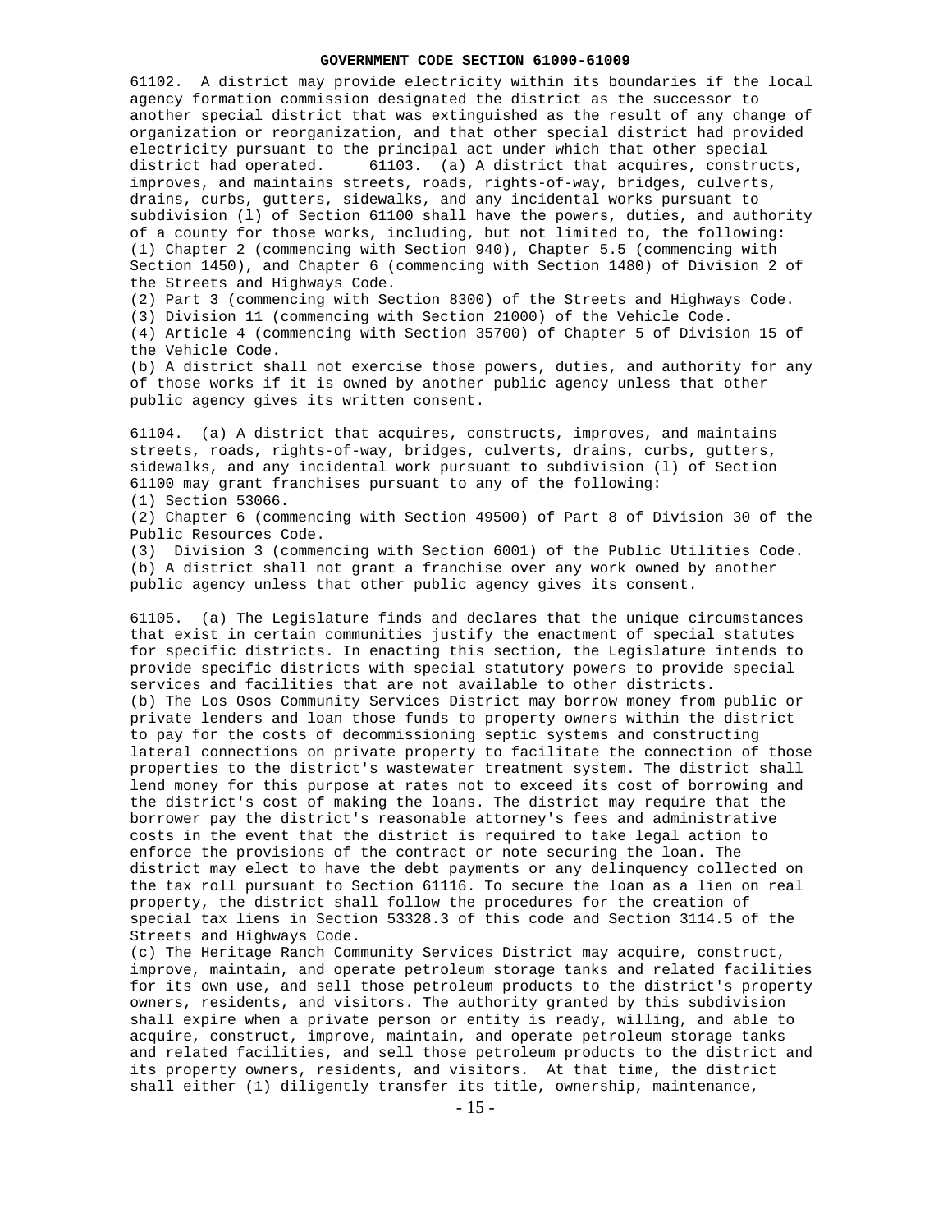61102. A district may provide electricity within its boundaries if the local agency formation commission designated the district as the successor to another special district that was extinguished as the result of any change of organization or reorganization, and that other special district had provided electricity pursuant to the principal act under which that other special district had operated. 61103. (a) A district that acquires, constructs, improves, and maintains streets, roads, rights-of-way, bridges, culverts, drains, curbs, gutters, sidewalks, and any incidental works pursuant to subdivision (l) of Section 61100 shall have the powers, duties, and authority of a county for those works, including, but not limited to, the following:
(1) Chapter 2 (commencing with Section 940), Chapter 5.5 (commencing with Section 1450), and Chapter 6 (commencing with Section 1480) of Division 2 of the Streets and Highways Code.
(2) Part 3 (commencing with Section 8300) of the Streets and Highways Code.
(3) Division 11 (commencing with Section 21000) of the Vehicle Code.
(4) Article 4 (commencing with Section 35700) of Chapter 5 of Division 15 of the Vehicle Code.
(b) A district shall not exercise those powers, duties, and authority for any of those works if it is owned by another public agency unless that other public agency gives its written consent.

61104. (a) A district that acquires, constructs, improves, and maintains streets, roads, rights-of-way, bridges, culverts, drains, curbs, gutters, sidewalks, and any incidental work pursuant to subdivision (l) of Section 61100 may grant franchises pursuant to any of the following:
(1) Section 53066.
(2) Chapter 6 (commencing with Section 49500) of Part 8 of Division 30 of the Public Resources Code.
(3) Division 3 (commencing with Section 6001) of the Public Utilities Code.
(b) A district shall not grant a franchise over any work owned by another public agency unless that other public agency gives its consent.

61105. (a) The Legislature finds and declares that the unique circumstances that exist in certain communities justify the enactment of special statutes for specific districts. In enacting this section, the Legislature intends to provide specific districts with special statutory powers to provide special services and facilities that are not available to other districts.
(b) The Los Osos Community Services District may borrow money from public or private lenders and loan those funds to property owners within the district to pay for the costs of decommissioning septic systems and constructing lateral connections on private property to facilitate the connection of those properties to the district's wastewater treatment system. The district shall lend money for this purpose at rates not to exceed its cost of borrowing and the district's cost of making the loans. The district may require that the borrower pay the district's reasonable attorney's fees and administrative costs in the event that the district is required to take legal action to enforce the provisions of the contract or note securing the loan. The district may elect to have the debt payments or any delinquency collected on the tax roll pursuant to Section 61116. To secure the loan as a lien on real property, the district shall follow the procedures for the creation of special tax liens in Section 53328.3 of this code and Section 3114.5 of the Streets and Highways Code.
(c) The Heritage Ranch Community Services District may acquire, construct, improve, maintain, and operate petroleum storage tanks and related facilities for its own use, and sell those petroleum products to the district's property owners, residents, and visitors. The authority granted by this subdivision shall expire when a private person or entity is ready, willing, and able to acquire, construct, improve, maintain, and operate petroleum storage tanks and related facilities, and sell those petroleum products to the district and its property owners, residents, and visitors. At that time, the district shall either (1) diligently transfer its title, ownership, maintenance,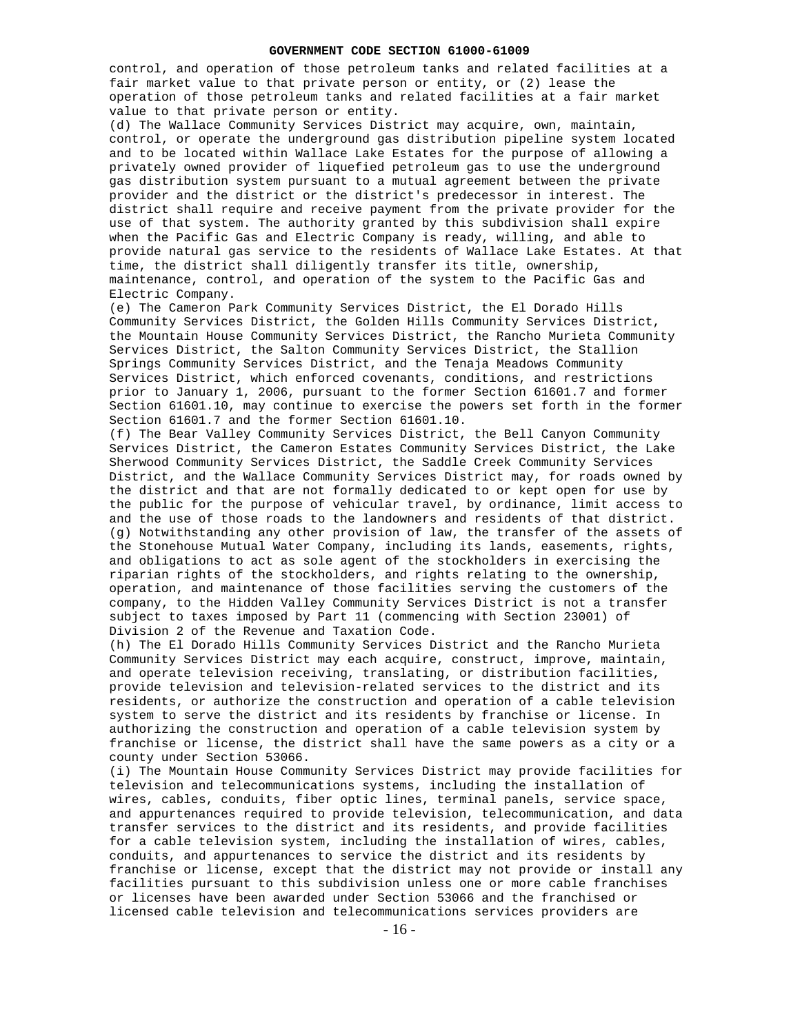control, and operation of those petroleum tanks and related facilities at a fair market value to that private person or entity, or (2) lease the operation of those petroleum tanks and related facilities at a fair market value to that private person or entity.

(d) The Wallace Community Services District may acquire, own, maintain, control, or operate the underground gas distribution pipeline system located and to be located within Wallace Lake Estates for the purpose of allowing a privately owned provider of liquefied petroleum gas to use the underground gas distribution system pursuant to a mutual agreement between the private provider and the district or the district's predecessor in interest. The district shall require and receive payment from the private provider for the use of that system. The authority granted by this subdivision shall expire when the Pacific Gas and Electric Company is ready, willing, and able to provide natural gas service to the residents of Wallace Lake Estates. At that time, the district shall diligently transfer its title, ownership, maintenance, control, and operation of the system to the Pacific Gas and Electric Company.

(e) The Cameron Park Community Services District, the El Dorado Hills Community Services District, the Golden Hills Community Services District, the Mountain House Community Services District, the Rancho Murieta Community Services District, the Salton Community Services District, the Stallion Springs Community Services District, and the Tenaja Meadows Community Services District, which enforced covenants, conditions, and restrictions prior to January 1, 2006, pursuant to the former Section 61601.7 and former Section 61601.10, may continue to exercise the powers set forth in the former Section 61601.7 and the former Section 61601.10.

(f) The Bear Valley Community Services District, the Bell Canyon Community Services District, the Cameron Estates Community Services District, the Lake Sherwood Community Services District, the Saddle Creek Community Services District, and the Wallace Community Services District may, for roads owned by the district and that are not formally dedicated to or kept open for use by the public for the purpose of vehicular travel, by ordinance, limit access to and the use of those roads to the landowners and residents of that district.

(g) Notwithstanding any other provision of law, the transfer of the assets of the Stonehouse Mutual Water Company, including its lands, easements, rights, and obligations to act as sole agent of the stockholders in exercising the riparian rights of the stockholders, and rights relating to the ownership, operation, and maintenance of those facilities serving the customers of the company, to the Hidden Valley Community Services District is not a transfer subject to taxes imposed by Part 11 (commencing with Section 23001) of Division 2 of the Revenue and Taxation Code.

(h) The El Dorado Hills Community Services District and the Rancho Murieta Community Services District may each acquire, construct, improve, maintain, and operate television receiving, translating, or distribution facilities, provide television and television-related services to the district and its residents, or authorize the construction and operation of a cable television system to serve the district and its residents by franchise or license. In authorizing the construction and operation of a cable television system by franchise or license, the district shall have the same powers as a city or a county under Section 53066.

(i) The Mountain House Community Services District may provide facilities for television and telecommunications systems, including the installation of wires, cables, conduits, fiber optic lines, terminal panels, service space, and appurtenances required to provide television, telecommunication, and data transfer services to the district and its residents, and provide facilities for a cable television system, including the installation of wires, cables, conduits, and appurtenances to service the district and its residents by franchise or license, except that the district may not provide or install any facilities pursuant to this subdivision unless one or more cable franchises or licenses have been awarded under Section 53066 and the franchised or licensed cable television and telecommunications services providers are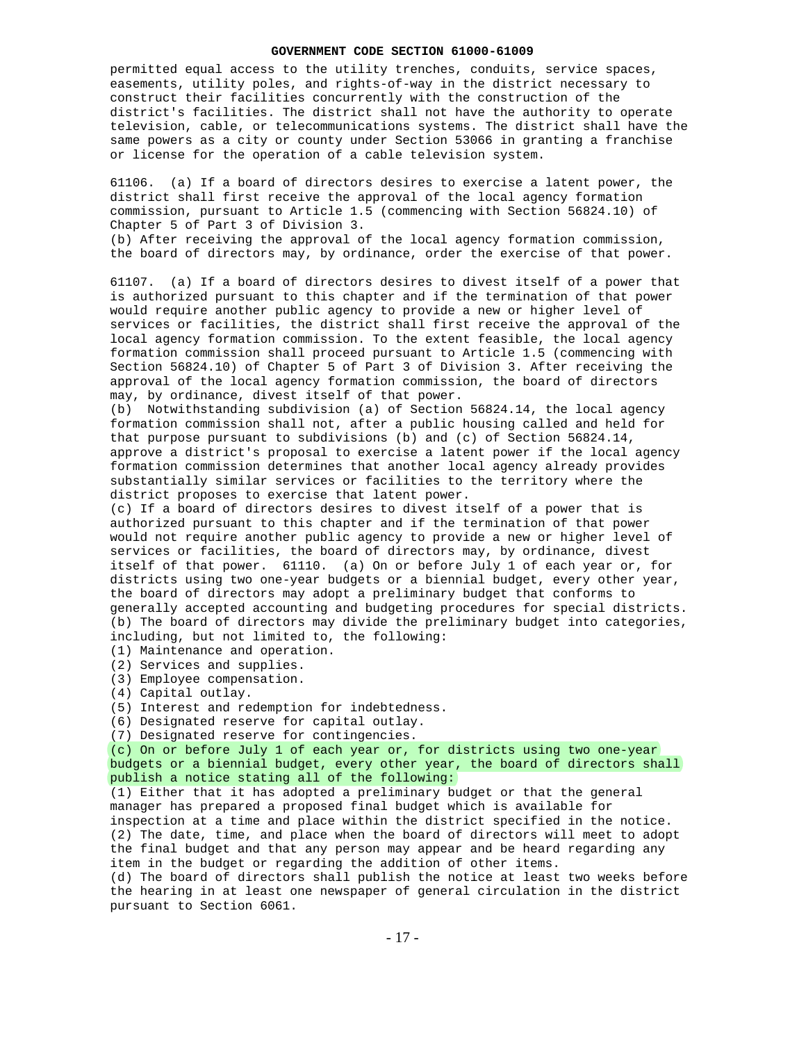permitted equal access to the utility trenches, conduits, service spaces, easements, utility poles, and rights-of-way in the district necessary to construct their facilities concurrently with the construction of the district's facilities. The district shall not have the authority to operate television, cable, or telecommunications systems. The district shall have the same powers as a city or county under Section 53066 in granting a franchise or license for the operation of a cable television system.

61106. (a) If a board of directors desires to exercise a latent power, the district shall first receive the approval of the local agency formation commission, pursuant to Article 1.5 (commencing with Section 56824.10) of Chapter 5 of Part 3 of Division 3.
(b) After receiving the approval of the local agency formation commission, the board of directors may, by ordinance, order the exercise of that power.

61107. (a) If a board of directors desires to divest itself of a power that is authorized pursuant to this chapter and if the termination of that power would require another public agency to provide a new or higher level of services or facilities, the district shall first receive the approval of the local agency formation commission. To the extent feasible, the local agency formation commission shall proceed pursuant to Article 1.5 (commencing with Section 56824.10) of Chapter 5 of Part 3 of Division 3. After receiving the approval of the local agency formation commission, the board of directors may, by ordinance, divest itself of that power.
(b) Notwithstanding subdivision (a) of Section 56824.14, the local agency formation commission shall not, after a public housing called and held for that purpose pursuant to subdivisions (b) and (c) of Section 56824.14, approve a district's proposal to exercise a latent power if the local agency formation commission determines that another local agency already provides substantially similar services or facilities to the territory where the district proposes to exercise that latent power.
(c) If a board of directors desires to divest itself of a power that is authorized pursuant to this chapter and if the termination of that power would not require another public agency to provide a new or higher level of services or facilities, the board of directors may, by ordinance, divest itself of that power. 61110. (a) On or before July 1 of each year or, for districts using two one-year budgets or a biennial budget, every other year, the board of directors may adopt a preliminary budget that conforms to generally accepted accounting and budgeting procedures for special districts.
(b) The board of directors may divide the preliminary budget into categories, including, but not limited to, the following:
(1) Maintenance and operation.
(2) Services and supplies.
(3) Employee compensation.
(4) Capital outlay.
(5) Interest and redemption for indebtedness.
(6) Designated reserve for capital outlay.
(7) Designated reserve for contingencies.
(c) On or before July 1 of each year or, for districts using two one-year budgets or a biennial budget, every other year, the board of directors shall publish a notice stating all of the following:
(1) Either that it has adopted a preliminary budget or that the general manager has prepared a proposed final budget which is available for inspection at a time and place within the district specified in the notice.
(2) The date, time, and place when the board of directors will meet to adopt the final budget and that any person may appear and be heard regarding any item in the budget or regarding the addition of other items.
(d) The board of directors shall publish the notice at least two weeks before the hearing in at least one newspaper of general circulation in the district pursuant to Section 6061.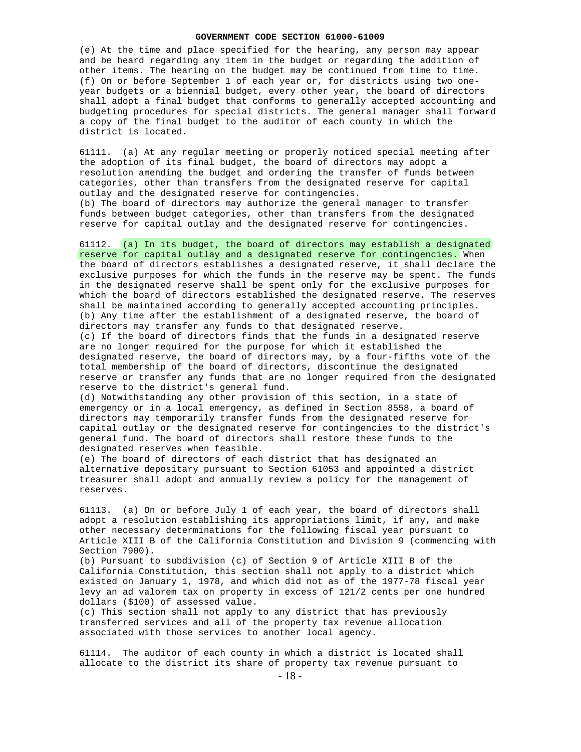(e) At the time and place specified for the hearing, any person may appear and be heard regarding any item in the budget or regarding the addition of other items. The hearing on the budget may be continued from time to time.
(f) On or before September 1 of each year or, for districts using two one-year budgets or a biennial budget, every other year, the board of directors shall adopt a final budget that conforms to generally accepted accounting and budgeting procedures for special districts. The general manager shall forward a copy of the final budget to the auditor of each county in which the district is located.

61111. (a) At any regular meeting or properly noticed special meeting after the adoption of its final budget, the board of directors may adopt a resolution amending the budget and ordering the transfer of funds between categories, other than transfers from the designated reserve for capital outlay and the designated reserve for contingencies.
(b) The board of directors may authorize the general manager to transfer funds between budget categories, other than transfers from the designated reserve for capital outlay and the designated reserve for contingencies.

61112. (a) In its budget, the board of directors may establish a designated reserve for capital outlay and a designated reserve for contingencies. When the board of directors establishes a designated reserve, it shall declare the exclusive purposes for which the funds in the reserve may be spent. The funds in the designated reserve shall be spent only for the exclusive purposes for which the board of directors established the designated reserve. The reserves shall be maintained according to generally accepted accounting principles.
(b) Any time after the establishment of a designated reserve, the board of directors may transfer any funds to that designated reserve.
(c) If the board of directors finds that the funds in a designated reserve are no longer required for the purpose for which it established the designated reserve, the board of directors may, by a four-fifths vote of the total membership of the board of directors, discontinue the designated reserve or transfer any funds that are no longer required from the designated reserve to the district's general fund.
(d) Notwithstanding any other provision of this section, in a state of emergency or in a local emergency, as defined in Section 8558, a board of directors may temporarily transfer funds from the designated reserve for capital outlay or the designated reserve for contingencies to the district's general fund. The board of directors shall restore these funds to the designated reserves when feasible.
(e) The board of directors of each district that has designated an alternative depositary pursuant to Section 61053 and appointed a district treasurer shall adopt and annually review a policy for the management of reserves.

61113. (a) On or before July 1 of each year, the board of directors shall adopt a resolution establishing its appropriations limit, if any, and make other necessary determinations for the following fiscal year pursuant to Article XIII B of the California Constitution and Division 9 (commencing with Section 7900).
(b) Pursuant to subdivision (c) of Section 9 of Article XIII B of the California Constitution, this section shall not apply to a district which existed on January 1, 1978, and which did not as of the 1977-78 fiscal year levy an ad valorem tax on property in excess of 121/2 cents per one hundred dollars ($100) of assessed value.
(c) This section shall not apply to any district that has previously transferred services and all of the property tax revenue allocation associated with those services to another local agency.

61114. The auditor of each county in which a district is located shall allocate to the district its share of property tax revenue pursuant to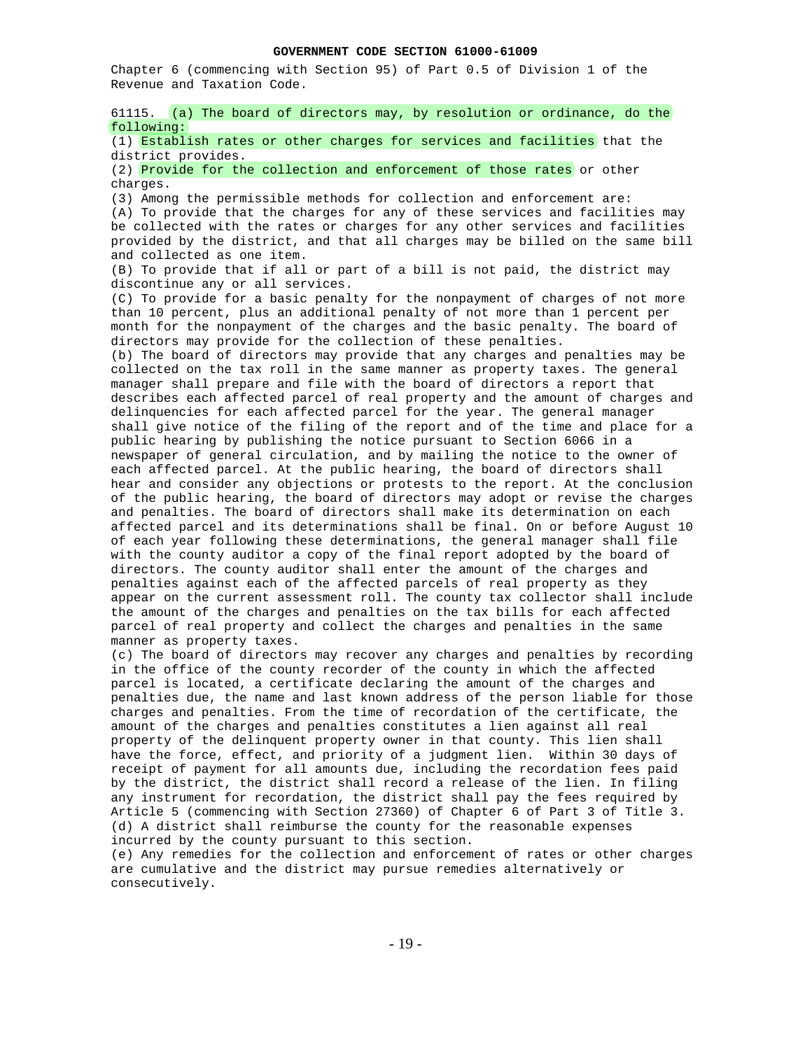Chapter 6 (commencing with Section 95) of Part 0.5 of Division 1 of the Revenue and Taxation Code.

61115. (a) The board of directors may, by resolution or ordinance, do the following:

(1) Establish rates or other charges for services and facilities that the district provides.

(2) Provide for the collection and enforcement of those rates or other charges.

(3) Among the permissible methods for collection and enforcement are:

(A) To provide that the charges for any of these services and facilities may be collected with the rates or charges for any other services and facilities provided by the district, and that all charges may be billed on the same bill and collected as one item.

(B) To provide that if all or part of a bill is not paid, the district may discontinue any or all services.

(C) To provide for a basic penalty for the nonpayment of charges of not more than 10 percent, plus an additional penalty of not more than 1 percent per month for the nonpayment of the charges and the basic penalty. The board of directors may provide for the collection of these penalties.

(b) The board of directors may provide that any charges and penalties may be collected on the tax roll in the same manner as property taxes. The general manager shall prepare and file with the board of directors a report that describes each affected parcel of real property and the amount of charges and delinquencies for each affected parcel for the year. The general manager shall give notice of the filing of the report and of the time and place for a public hearing by publishing the notice pursuant to Section 6066 in a newspaper of general circulation, and by mailing the notice to the owner of each affected parcel. At the public hearing, the board of directors shall hear and consider any objections or protests to the report. At the conclusion of the public hearing, the board of directors may adopt or revise the charges and penalties. The board of directors shall make its determination on each affected parcel and its determinations shall be final. On or before August 10 of each year following these determinations, the general manager shall file with the county auditor a copy of the final report adopted by the board of directors. The county auditor shall enter the amount of the charges and penalties against each of the affected parcels of real property as they appear on the current assessment roll. The county tax collector shall include the amount of the charges and penalties on the tax bills for each affected parcel of real property and collect the charges and penalties in the same manner as property taxes.

(c) The board of directors may recover any charges and penalties by recording in the office of the county recorder of the county in which the affected parcel is located, a certificate declaring the amount of the charges and penalties due, the name and last known address of the person liable for those charges and penalties. From the time of recordation of the certificate, the amount of the charges and penalties constitutes a lien against all real property of the delinquent property owner in that county. This lien shall have the force, effect, and priority of a judgment lien. Within 30 days of receipt of payment for all amounts due, including the recordation fees paid by the district, the district shall record a release of the lien. In filing any instrument for recordation, the district shall pay the fees required by Article 5 (commencing with Section 27360) of Chapter 6 of Part 3 of Title 3.

(d) A district shall reimburse the county for the reasonable expenses incurred by the county pursuant to this section.

(e) Any remedies for the collection and enforcement of rates or other charges are cumulative and the district may pursue remedies alternatively or consecutively.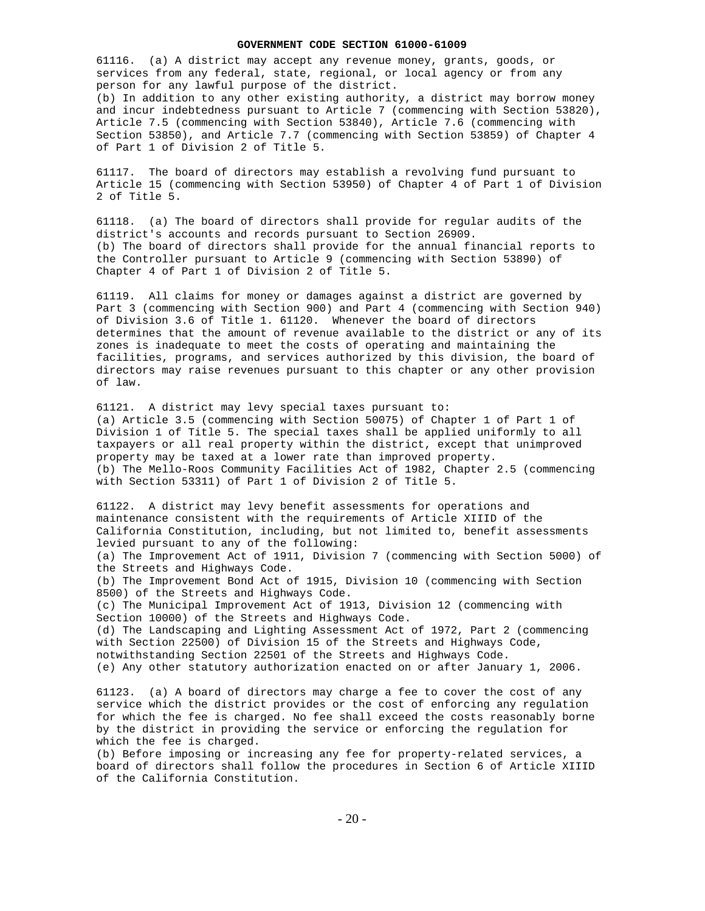61116. (a) A district may accept any revenue money, grants, goods, or services from any federal, state, regional, or local agency or from any person for any lawful purpose of the district.
(b) In addition to any other existing authority, a district may borrow money and incur indebtedness pursuant to Article 7 (commencing with Section 53820), Article 7.5 (commencing with Section 53840), Article 7.6 (commencing with Section 53850), and Article 7.7 (commencing with Section 53859) of Chapter 4 of Part 1 of Division 2 of Title 5.

61117. The board of directors may establish a revolving fund pursuant to Article 15 (commencing with Section 53950) of Chapter 4 of Part 1 of Division 2 of Title 5.

61118. (a) The board of directors shall provide for regular audits of the district's accounts and records pursuant to Section 26909.
(b) The board of directors shall provide for the annual financial reports to the Controller pursuant to Article 9 (commencing with Section 53890) of Chapter 4 of Part 1 of Division 2 of Title 5.

61119. All claims for money or damages against a district are governed by Part 3 (commencing with Section 900) and Part 4 (commencing with Section 940) of Division 3.6 of Title 1. 61120. Whenever the board of directors determines that the amount of revenue available to the district or any of its zones is inadequate to meet the costs of operating and maintaining the facilities, programs, and services authorized by this division, the board of directors may raise revenues pursuant to this chapter or any other provision of law.

61121. A district may levy special taxes pursuant to:
(a) Article 3.5 (commencing with Section 50075) of Chapter 1 of Part 1 of Division 1 of Title 5. The special taxes shall be applied uniformly to all taxpayers or all real property within the district, except that unimproved property may be taxed at a lower rate than improved property.
(b) The Mello-Roos Community Facilities Act of 1982, Chapter 2.5 (commencing with Section 53311) of Part 1 of Division 2 of Title 5.

61122. A district may levy benefit assessments for operations and maintenance consistent with the requirements of Article XIIID of the California Constitution, including, but not limited to, benefit assessments levied pursuant to any of the following:
(a) The Improvement Act of 1911, Division 7 (commencing with Section 5000) of the Streets and Highways Code.
(b) The Improvement Bond Act of 1915, Division 10 (commencing with Section 8500) of the Streets and Highways Code.
(c) The Municipal Improvement Act of 1913, Division 12 (commencing with Section 10000) of the Streets and Highways Code.
(d) The Landscaping and Lighting Assessment Act of 1972, Part 2 (commencing with Section 22500) of Division 15 of the Streets and Highways Code, notwithstanding Section 22501 of the Streets and Highways Code.
(e) Any other statutory authorization enacted on or after January 1, 2006.

61123. (a) A board of directors may charge a fee to cover the cost of any service which the district provides or the cost of enforcing any regulation for which the fee is charged. No fee shall exceed the costs reasonably borne by the district in providing the service or enforcing the regulation for which the fee is charged.
(b) Before imposing or increasing any fee for property-related services, a board of directors shall follow the procedures in Section 6 of Article XIIID of the California Constitution.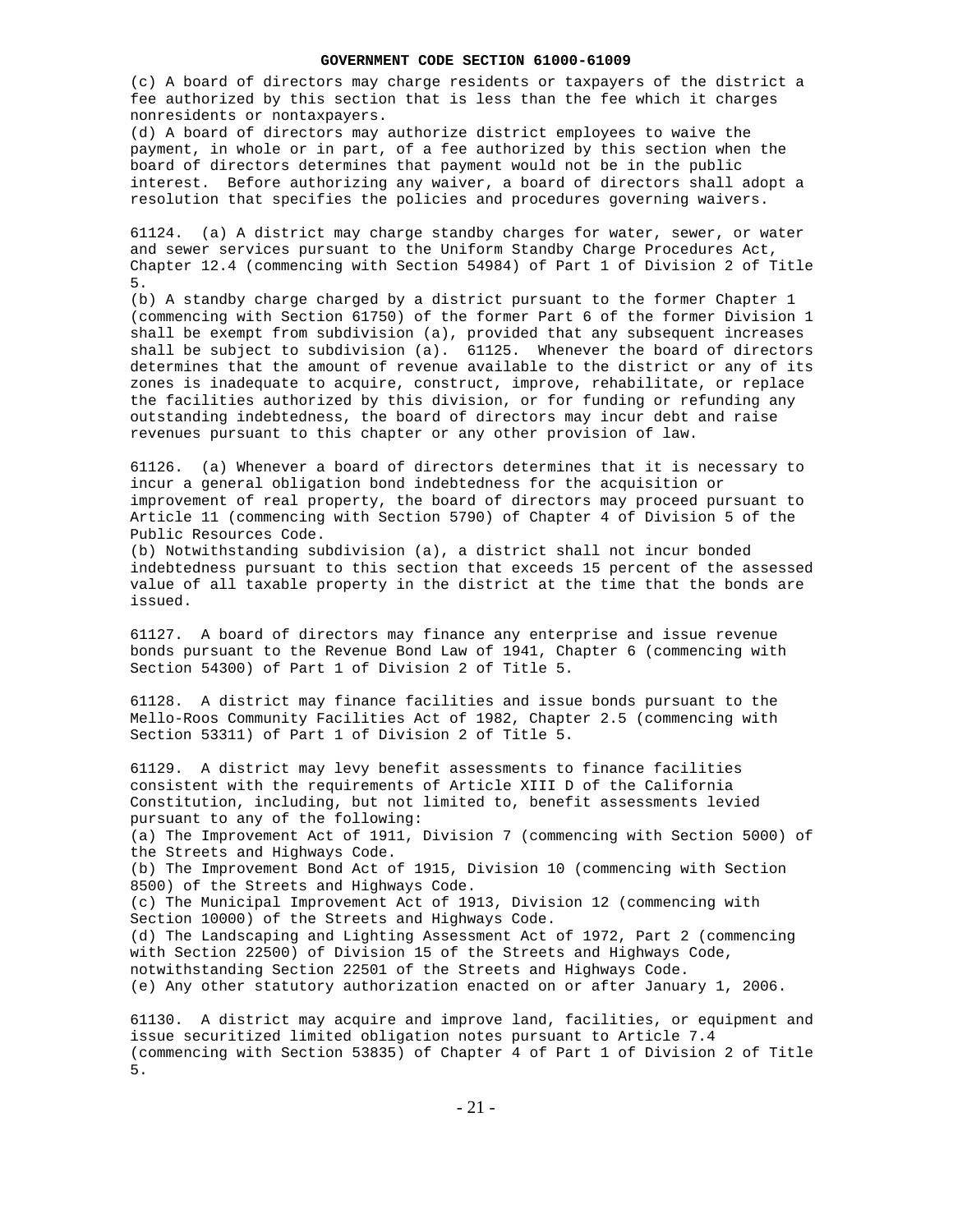(c) A board of directors may charge residents or taxpayers of the district a fee authorized by this section that is less than the fee which it charges nonresidents or nontaxpayers.
(d) A board of directors may authorize district employees to waive the payment, in whole or in part, of a fee authorized by this section when the board of directors determines that payment would not be in the public interest. Before authorizing any waiver, a board of directors shall adopt a resolution that specifies the policies and procedures governing waivers.

61124. (a) A district may charge standby charges for water, sewer, or water and sewer services pursuant to the Uniform Standby Charge Procedures Act, Chapter 12.4 (commencing with Section 54984) of Part 1 of Division 2 of Title 5.
(b) A standby charge charged by a district pursuant to the former Chapter 1 (commencing with Section 61750) of the former Part 6 of the former Division 1 shall be exempt from subdivision (a), provided that any subsequent increases shall be subject to subdivision (a). 61125. Whenever the board of directors determines that the amount of revenue available to the district or any of its zones is inadequate to acquire, construct, improve, rehabilitate, or replace the facilities authorized by this division, or for funding or refunding any outstanding indebtedness, the board of directors may incur debt and raise revenues pursuant to this chapter or any other provision of law.

61126. (a) Whenever a board of directors determines that it is necessary to incur a general obligation bond indebtedness for the acquisition or improvement of real property, the board of directors may proceed pursuant to Article 11 (commencing with Section 5790) of Chapter 4 of Division 5 of the Public Resources Code.
(b) Notwithstanding subdivision (a), a district shall not incur bonded indebtedness pursuant to this section that exceeds 15 percent of the assessed value of all taxable property in the district at the time that the bonds are issued.

61127. A board of directors may finance any enterprise and issue revenue bonds pursuant to the Revenue Bond Law of 1941, Chapter 6 (commencing with Section 54300) of Part 1 of Division 2 of Title 5.

61128. A district may finance facilities and issue bonds pursuant to the Mello-Roos Community Facilities Act of 1982, Chapter 2.5 (commencing with Section 53311) of Part 1 of Division 2 of Title 5.

61129. A district may levy benefit assessments to finance facilities consistent with the requirements of Article XIII D of the California Constitution, including, but not limited to, benefit assessments levied pursuant to any of the following:
(a) The Improvement Act of 1911, Division 7 (commencing with Section 5000) of the Streets and Highways Code.
(b) The Improvement Bond Act of 1915, Division 10 (commencing with Section 8500) of the Streets and Highways Code.
(c) The Municipal Improvement Act of 1913, Division 12 (commencing with Section 10000) of the Streets and Highways Code.
(d) The Landscaping and Lighting Assessment Act of 1972, Part 2 (commencing with Section 22500) of Division 15 of the Streets and Highways Code, notwithstanding Section 22501 of the Streets and Highways Code.
(e) Any other statutory authorization enacted on or after January 1, 2006.

61130. A district may acquire and improve land, facilities, or equipment and issue securitized limited obligation notes pursuant to Article 7.4 (commencing with Section 53835) of Chapter 4 of Part 1 of Division 2 of Title 5.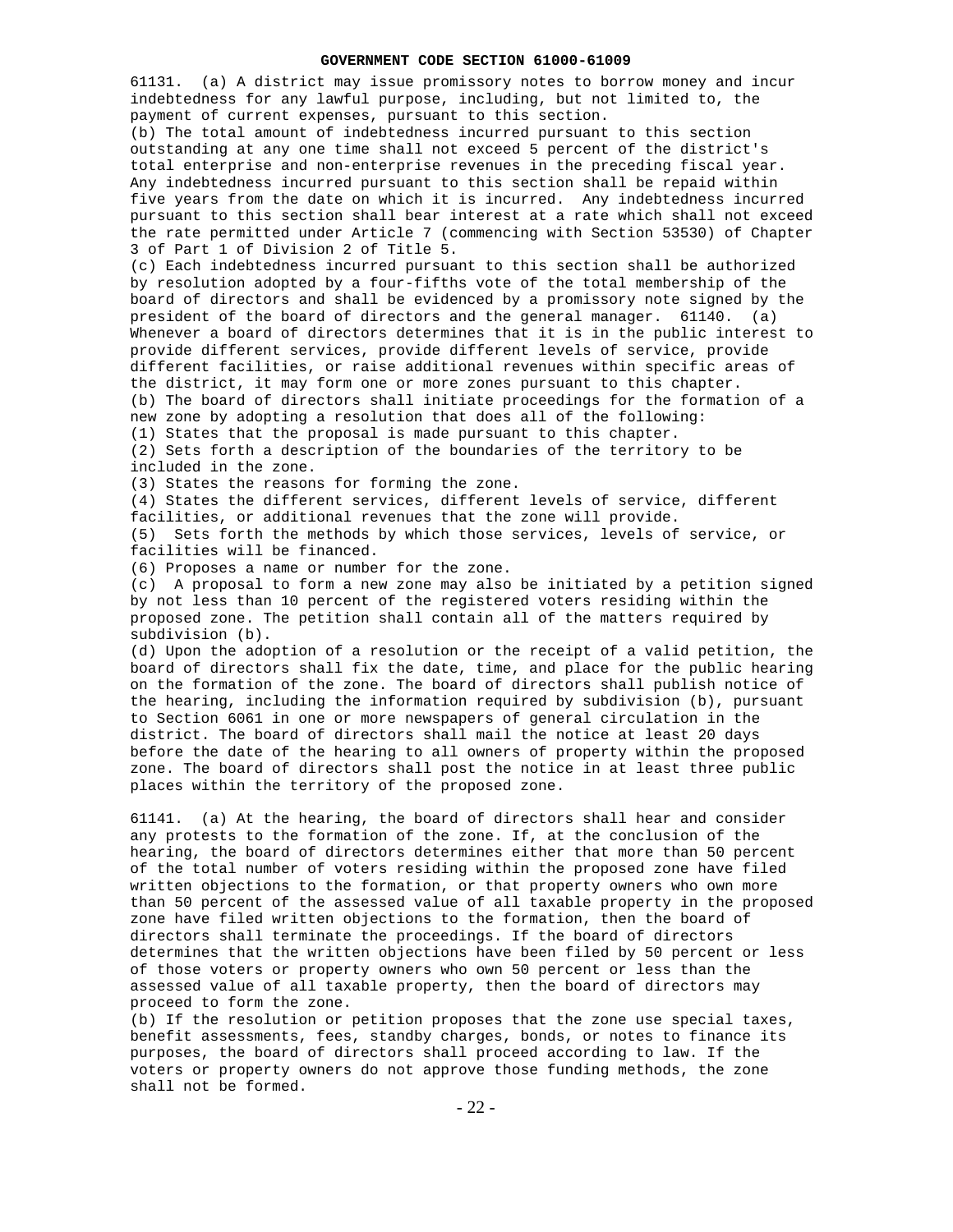61131. (a) A district may issue promissory notes to borrow money and incur indebtedness for any lawful purpose, including, but not limited to, the payment of current expenses, pursuant to this section.

(b) The total amount of indebtedness incurred pursuant to this section outstanding at any one time shall not exceed 5 percent of the district's total enterprise and non-enterprise revenues in the preceding fiscal year. Any indebtedness incurred pursuant to this section shall be repaid within five years from the date on which it is incurred. Any indebtedness incurred pursuant to this section shall bear interest at a rate which shall not exceed the rate permitted under Article 7 (commencing with Section 53530) of Chapter 3 of Part 1 of Division 2 of Title 5.

(c) Each indebtedness incurred pursuant to this section shall be authorized by resolution adopted by a four-fifths vote of the total membership of the board of directors and shall be evidenced by a promissory note signed by the president of the board of directors and the general manager.

61140. (a) Whenever a board of directors determines that it is in the public interest to provide different services, provide different levels of service, provide different facilities, or raise additional revenues within specific areas of the district, it may form one or more zones pursuant to this chapter.

(b) The board of directors shall initiate proceedings for the formation of a new zone by adopting a resolution that does all of the following:

(1) States that the proposal is made pursuant to this chapter.

(2) Sets forth a description of the boundaries of the territory to be included in the zone.

(3) States the reasons for forming the zone.

(4) States the different services, different levels of service, different facilities, or additional revenues that the zone will provide.

(5) Sets forth the methods by which those services, levels of service, or facilities will be financed.

(6) Proposes a name or number for the zone.

(c) A proposal to form a new zone may also be initiated by a petition signed by not less than 10 percent of the registered voters residing within the proposed zone. The petition shall contain all of the matters required by subdivision (b).

(d) Upon the adoption of a resolution or the receipt of a valid petition, the board of directors shall fix the date, time, and place for the public hearing on the formation of the zone. The board of directors shall publish notice of the hearing, including the information required by subdivision (b), pursuant to Section 6061 in one or more newspapers of general circulation in the district. The board of directors shall mail the notice at least 20 days before the date of the hearing to all owners of property within the proposed zone. The board of directors shall post the notice in at least three public places within the territory of the proposed zone.

61141. (a) At the hearing, the board of directors shall hear and consider any protests to the formation of the zone. If, at the conclusion of the hearing, the board of directors determines either that more than 50 percent of the total number of voters residing within the proposed zone have filed written objections to the formation, or that property owners who own more than 50 percent of the assessed value of all taxable property in the proposed zone have filed written objections to the formation, then the board of directors shall terminate the proceedings. If the board of directors determines that the written objections have been filed by 50 percent or less of those voters or property owners who own 50 percent or less than the assessed value of all taxable property, then the board of directors may proceed to form the zone.

(b) If the resolution or petition proposes that the zone use special taxes, benefit assessments, fees, standby charges, bonds, or notes to finance its purposes, the board of directors shall proceed according to law. If the voters or property owners do not approve those funding methods, the zone shall not be formed.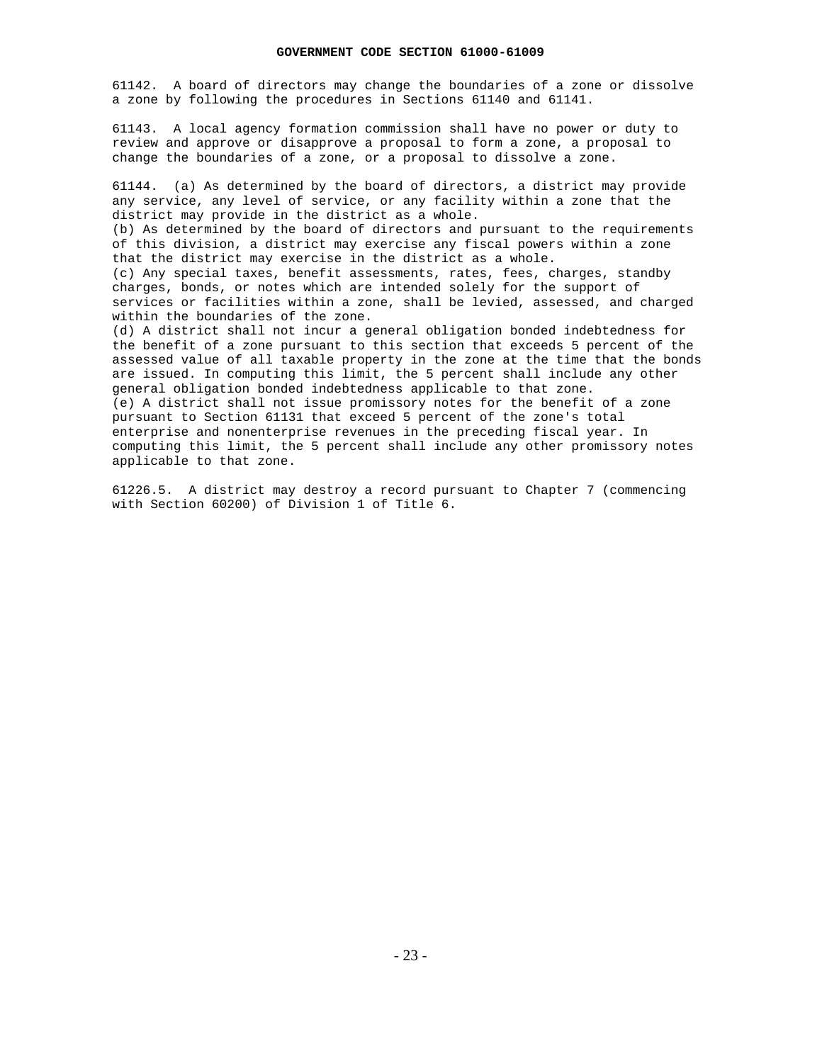61142. A board of directors may change the boundaries of a zone or dissolve a zone by following the procedures in Sections 61140 and 61141.

61143. A local agency formation commission shall have no power or duty to review and approve or disapprove a proposal to form a zone, a proposal to change the boundaries of a zone, or a proposal to dissolve a zone.

61144. (a) As determined by the board of directors, a district may provide any service, any level of service, or any facility within a zone that the district may provide in the district as a whole.

(b) As determined by the board of directors and pursuant to the requirements of this division, a district may exercise any fiscal powers within a zone that the district may exercise in the district as a whole.

(c) Any special taxes, benefit assessments, rates, fees, charges, standby charges, bonds, or notes which are intended solely for the support of services or facilities within a zone, shall be levied, assessed, and charged within the boundaries of the zone.

(d) A district shall not incur a general obligation bonded indebtedness for the benefit of a zone pursuant to this section that exceeds 5 percent of the assessed value of all taxable property in the zone at the time that the bonds are issued. In computing this limit, the 5 percent shall include any other general obligation bonded indebtedness applicable to that zone.

(e) A district shall not issue promissory notes for the benefit of a zone pursuant to Section 61131 that exceed 5 percent of the zone's total enterprise and nonenterprise revenues in the preceding fiscal year. In computing this limit, the 5 percent shall include any other promissory notes applicable to that zone.

61226.5. A district may destroy a record pursuant to Chapter 7 (commencing with Section 60200) of Division 1 of Title 6.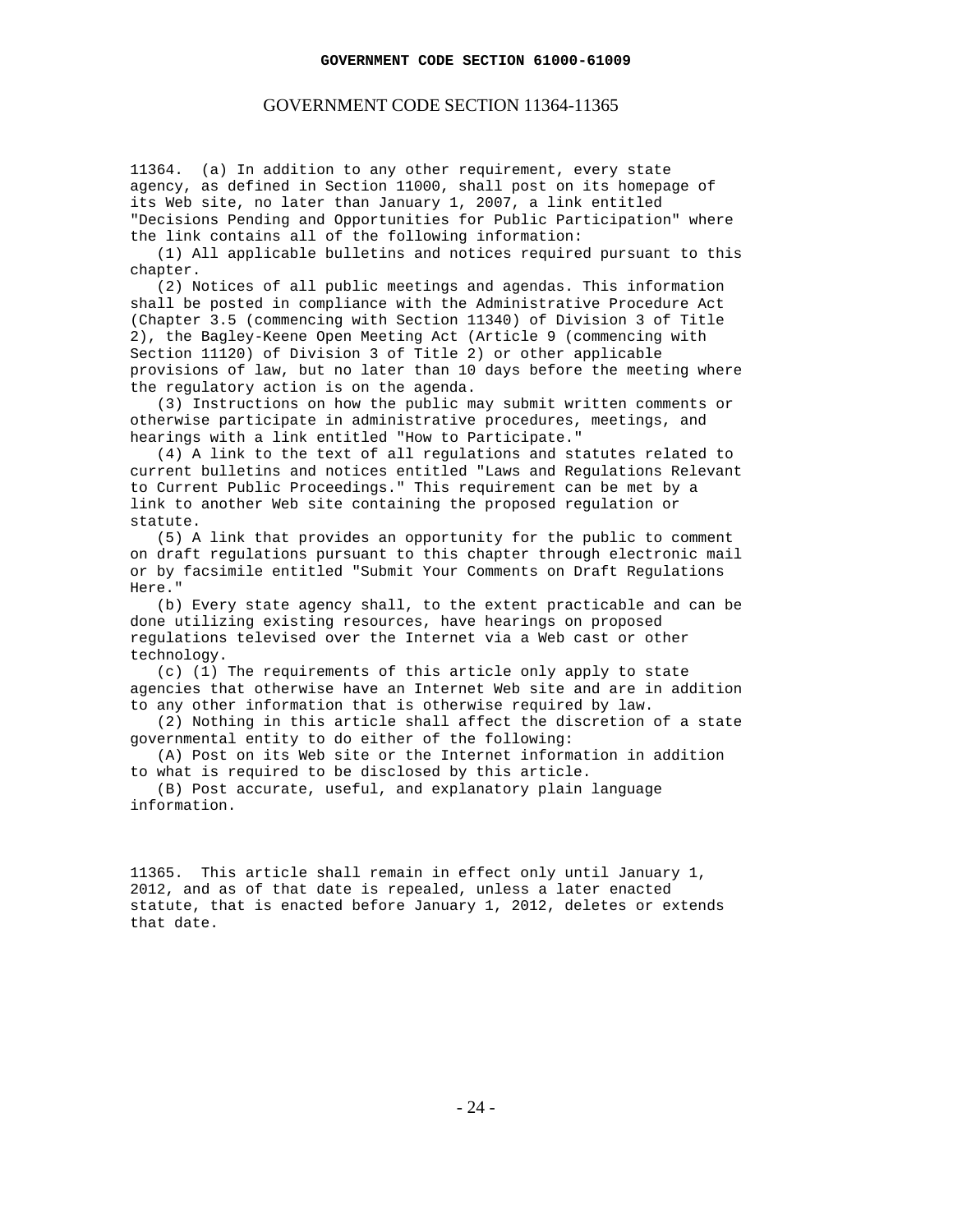## GOVERNMENT CODE SECTION 11364-11365

11364. (a) In addition to any other requirement, every state agency, as defined in Section 11000, shall post on its homepage of its Web site, no later than January 1, 2007, a link entitled "Decisions Pending and Opportunities for Public Participation" where the link contains all of the following information:

(1) All applicable bulletins and notices required pursuant to this chapter.

(2) Notices of all public meetings and agendas. This information shall be posted in compliance with the Administrative Procedure Act (Chapter 3.5 (commencing with Section 11340) of Division 3 of Title 2), the Bagley-Keene Open Meeting Act (Article 9 (commencing with Section 11120) of Division 3 of Title 2) or other applicable provisions of law, but no later than 10 days before the meeting where the regulatory action is on the agenda.

(3) Instructions on how the public may submit written comments or otherwise participate in administrative procedures, meetings, and hearings with a link entitled "How to Participate."

(4) A link to the text of all regulations and statutes related to current bulletins and notices entitled "Laws and Regulations Relevant to Current Public Proceedings." This requirement can be met by a link to another Web site containing the proposed regulation or statute.

(5) A link that provides an opportunity for the public to comment on draft regulations pursuant to this chapter through electronic mail or by facsimile entitled "Submit Your Comments on Draft Regulations Here."

(b) Every state agency shall, to the extent practicable and can be done utilizing existing resources, have hearings on proposed regulations televised over the Internet via a Web cast or other technology.

(c) (1) The requirements of this article only apply to state agencies that otherwise have an Internet Web site and are in addition to any other information that is otherwise required by law.

(2) Nothing in this article shall affect the discretion of a state governmental entity to do either of the following:

(A) Post on its Web site or the Internet information in addition to what is required to be disclosed by this article.

(B) Post accurate, useful, and explanatory plain language information.

11365. This article shall remain in effect only until January 1, 2012, and as of that date is repealed, unless a later enacted statute, that is enacted before January 1, 2012, deletes or extends that date.